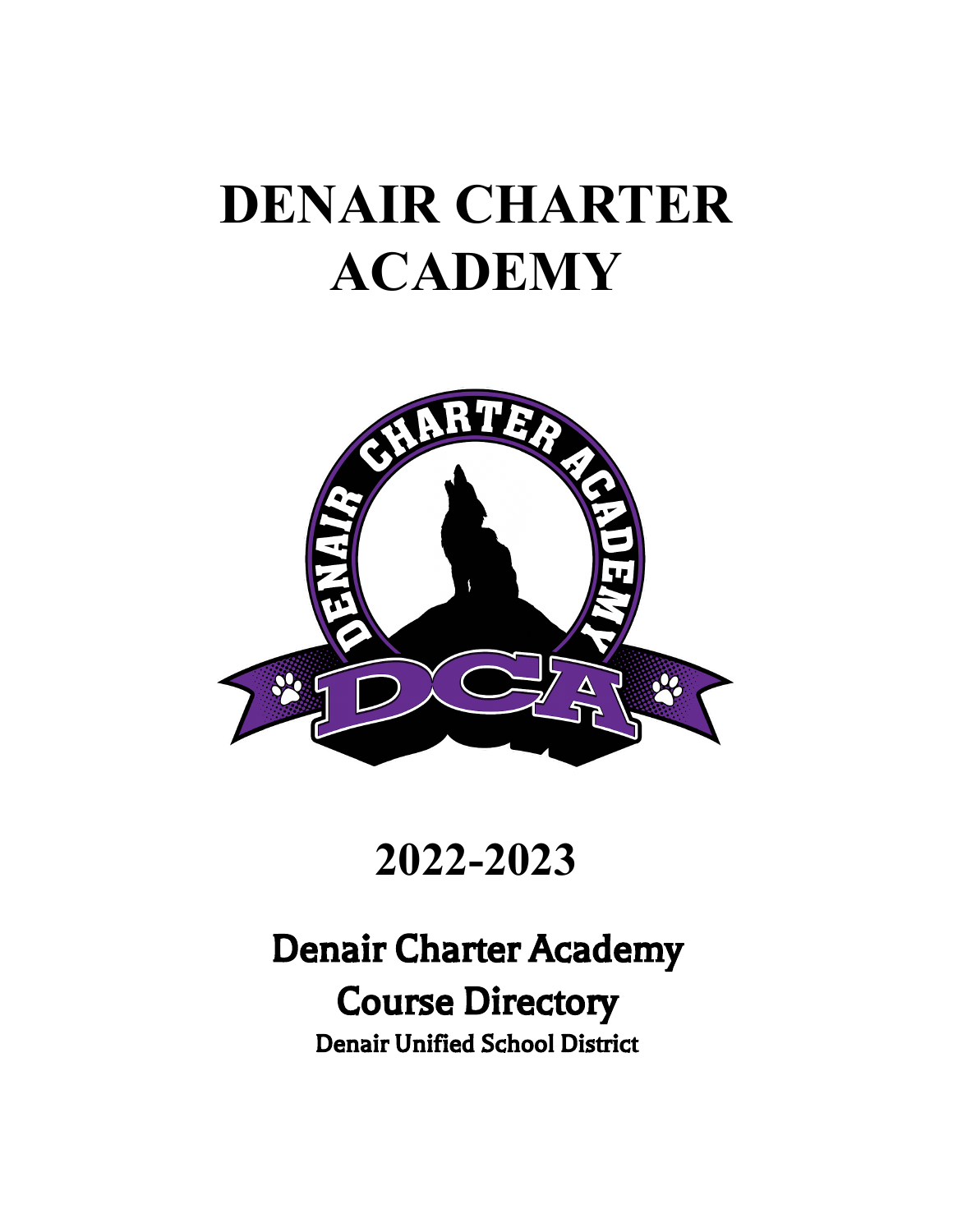# DENAIR CHARTER ACADEMY

# 2022-2023

## Denair Charter Academy

## Course Directory

### Denair Unified School District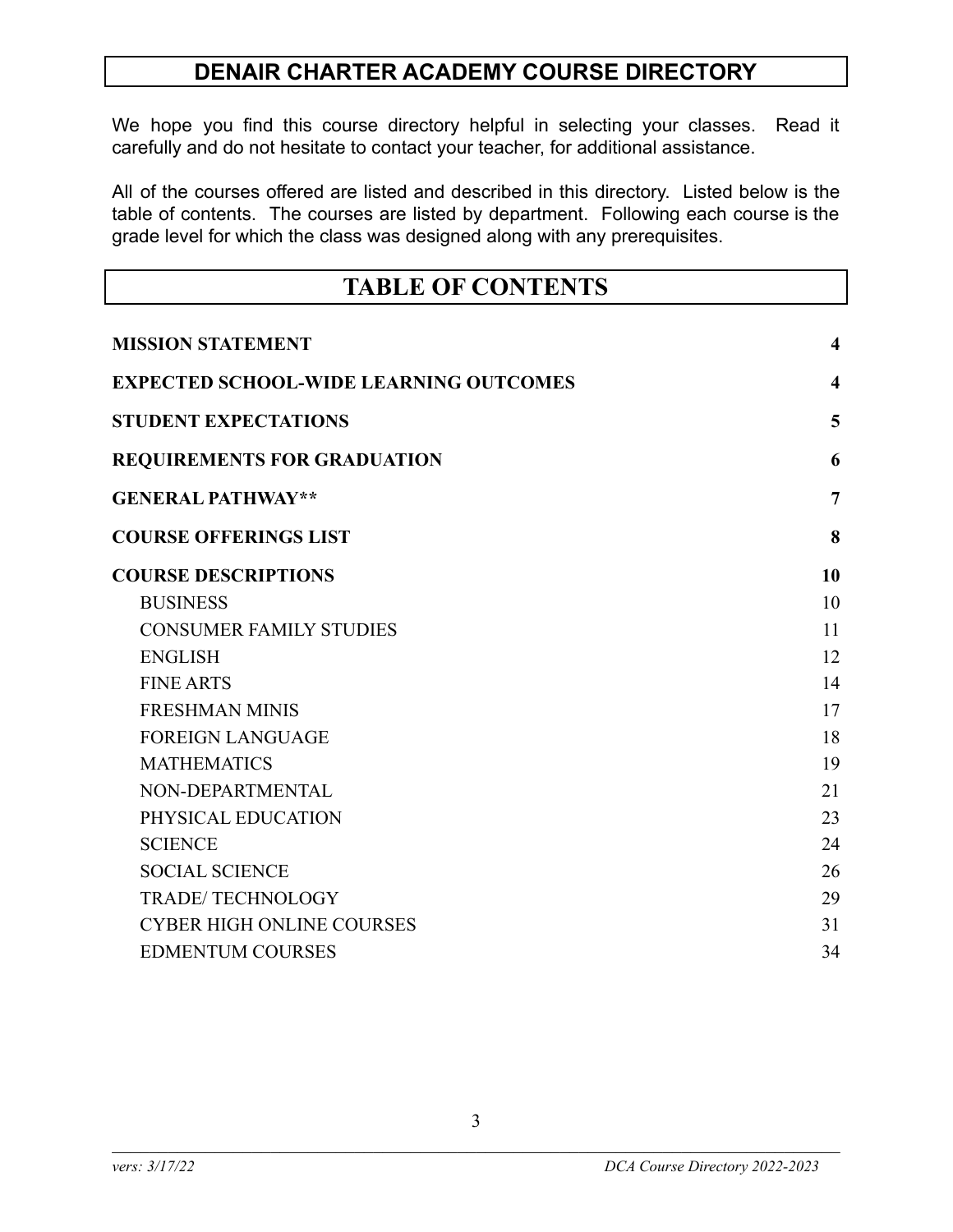# DENAIR CHARTER ACADEMY COURSE DIRECTORY

We hope you find this course directory helpful in selecting your classes. Read it carefully and do not hesitate to contact your teacher, for additional assistance.

All of the courses offered are listed and described in this directory. Listed below is the table of contents. The courses are listed by department. Following each course is the grade level for which the class was designed along with any prerequisites.

## TABLE OF CONTENTS

| Section | Page |
|---|---|
| **MISSION STATEMENT** | **4** |
| **EXPECTED SCHOOL-WIDE LEARNING OUTCOMES** | **4** |
| **STUDENT EXPECTATIONS** | **5** |
| **REQUIREMENTS FOR GRADUATION** | **6** |
| **GENERAL PATHWAY**** | **7** |
| **COURSE OFFERINGS LIST** | **8** |
| **COURSE DESCRIPTIONS** | **10** |
| BUSINESS | 10 |
| CONSUMER FAMILY STUDIES | 11 |
| ENGLISH | 12 |
| FINE ARTS | 14 |
| FRESHMAN MINIS | 17 |
| FOREIGN LANGUAGE | 18 |
| MATHEMATICS | 19 |
| NON-DEPARTMENTAL | 21 |
| PHYSICAL EDUCATION | 23 |
| SCIENCE | 24 |
| SOCIAL SCIENCE | 26 |
| TRADE/ TECHNOLOGY | 29 |
| CYBER HIGH ONLINE COURSES | 31 |
| EDMENTUM COURSES | 34 |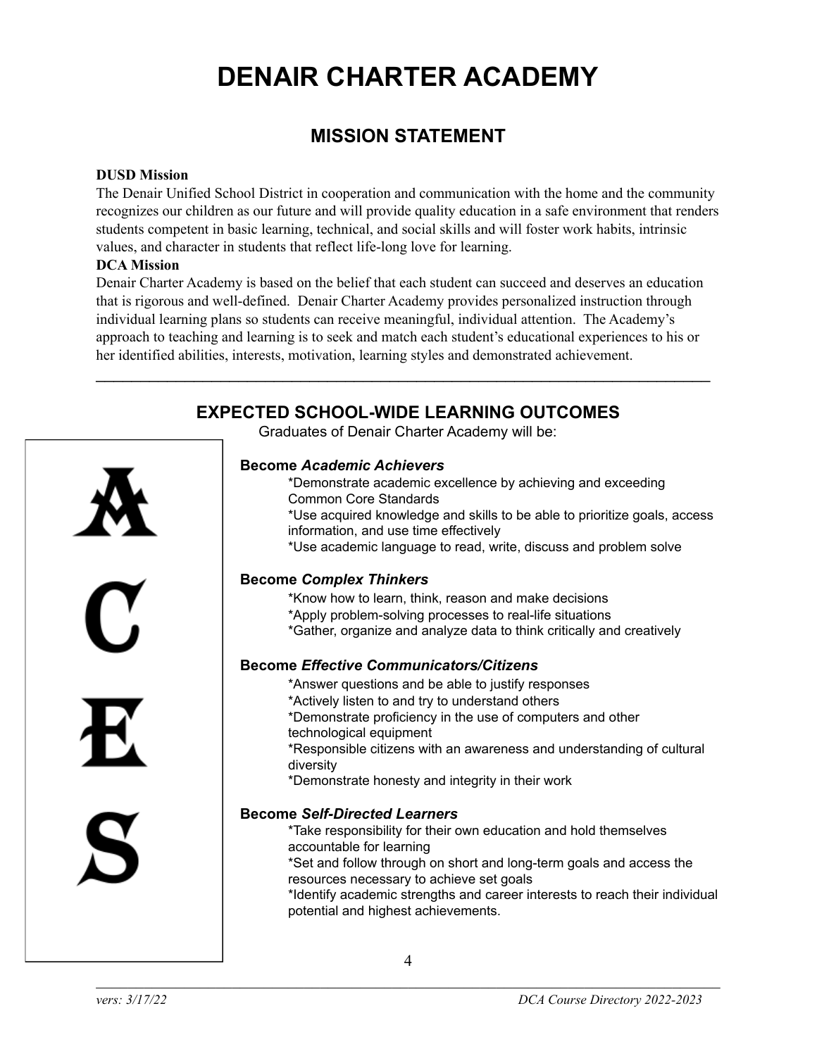# DENAIR CHARTER ACADEMY

## MISSION STATEMENT

**DUSD Mission**

The Denair Unified School District in cooperation and communication with the home and the community recognizes our children as our future and will provide quality education in a safe environment that renders students competent in basic learning, technical, and social skills and will foster work habits, intrinsic values, and character in students that reflect life-long love for learning.

**DCA Mission**

Denair Charter Academy is based on the belief that each student can succeed and deserves an education that is rigorous and well-defined. Denair Charter Academy provides personalized instruction through individual learning plans so students can receive meaningful, individual attention. The Academy's approach to teaching and learning is to seek and match each student's educational experiences to his or her identified abilities, interests, motivation, learning styles and demonstrated achievement.

---

## EXPECTED SCHOOL-WIDE LEARNING OUTCOMES

Graduates of Denair Charter Academy will be:

A C E S

**Become *Academic Achievers***

*Demonstrate academic excellence by achieving and exceeding Common Core Standards
*Use acquired knowledge and skills to be able to prioritize goals, access information, and use time effectively
*Use academic language to read, write, discuss and problem solve

**Become *Complex Thinkers***

*Know how to learn, think, reason and make decisions
*Apply problem-solving processes to real-life situations
*Gather, organize and analyze data to think critically and creatively

**Become *Effective Communicators/Citizens***

*Answer questions and be able to justify responses
*Actively listen to and try to understand others
*Demonstrate proficiency in the use of computers and other technological equipment
*Responsible citizens with an awareness and understanding of cultural diversity
*Demonstrate honesty and integrity in their work

**Become *Self-Directed Learners***

*Take responsibility for their own education and hold themselves accountable for learning
*Set and follow through on short and long-term goals and access the resources necessary to achieve set goals
*Identify academic strengths and career interests to reach their individual potential and highest achievements.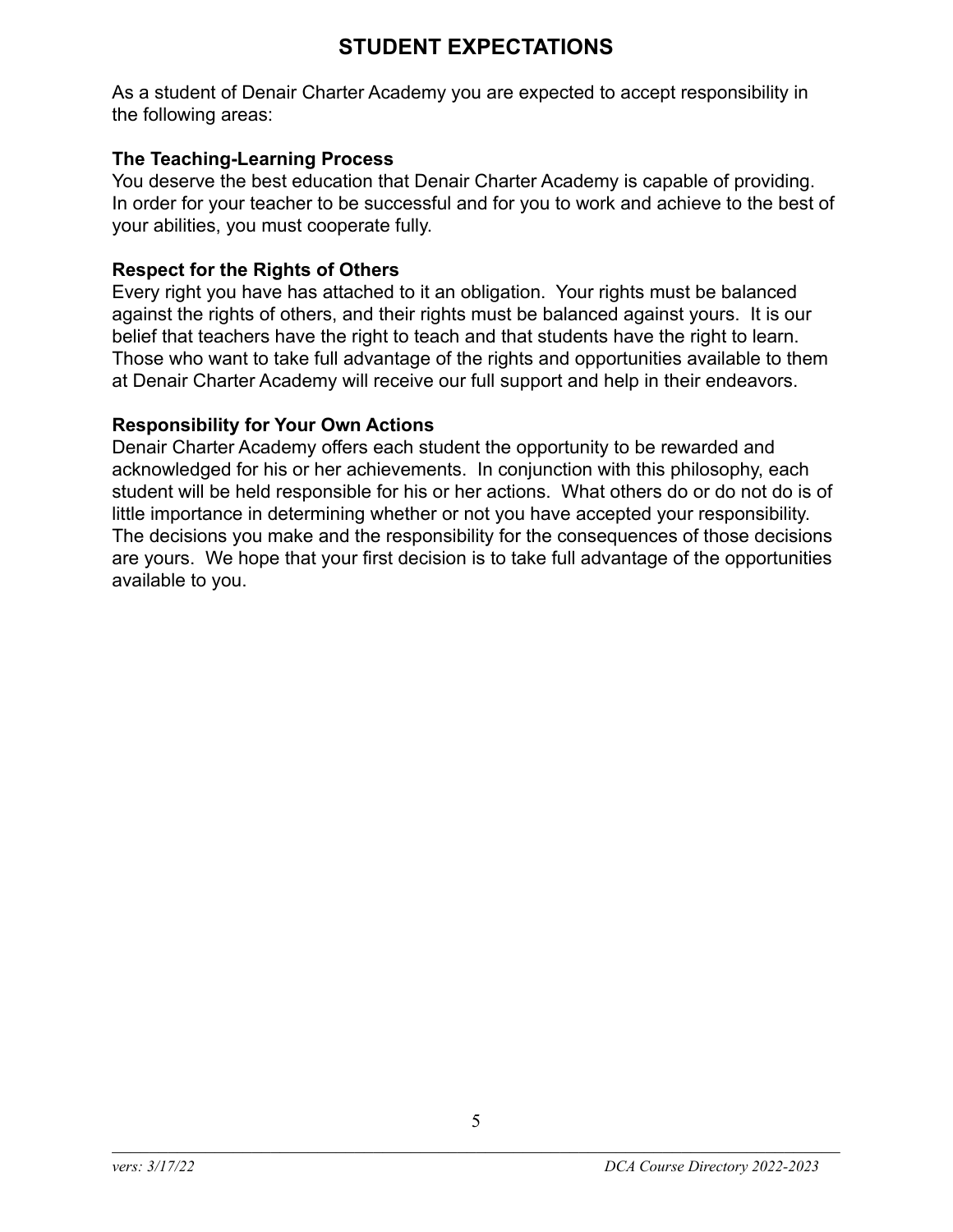# STUDENT EXPECTATIONS

As a student of Denair Charter Academy you are expected to accept responsibility in the following areas:

**The Teaching-Learning Process**
You deserve the best education that Denair Charter Academy is capable of providing. In order for your teacher to be successful and for you to work and achieve to the best of your abilities, you must cooperate fully.

**Respect for the Rights of Others**
Every right you have has attached to it an obligation. Your rights must be balanced against the rights of others, and their rights must be balanced against yours. It is our belief that teachers have the right to teach and that students have the right to learn. Those who want to take full advantage of the rights and opportunities available to them at Denair Charter Academy will receive our full support and help in their endeavors.

**Responsibility for Your Own Actions**
Denair Charter Academy offers each student the opportunity to be rewarded and acknowledged for his or her achievements. In conjunction with this philosophy, each student will be held responsible for his or her actions. What others do or do not do is of little importance in determining whether or not you have accepted your responsibility. The decisions you make and the responsibility for the consequences of those decisions are yours. We hope that your first decision is to take full advantage of the opportunities available to you.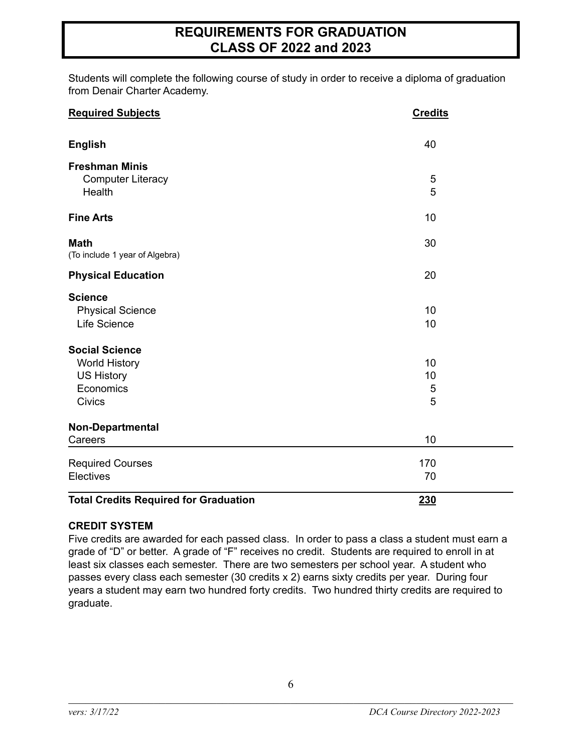# REQUIREMENTS FOR GRADUATION
# CLASS OF 2022 and 2023

Students will complete the following course of study in order to receive a diploma of graduation from Denair Charter Academy.

| Required Subjects | Credits |
|---|---|
| **English** | 40 |
| **Freshman Minis** | |
| Computer Literacy | 5 |
| Health | 5 |
| **Fine Arts** | 10 |
| **Math** (To include 1 year of Algebra) | 30 |
| **Physical Education** | 20 |
| **Science** | |
| Physical Science | 10 |
| Life Science | 10 |
| **Social Science** | |
| World History | 10 |
| US History | 10 |
| Economics | 5 |
| Civics | 5 |
| **Non-Departmental** | |
| Careers | 10 |
| Required Courses | 170 |
| Electives | 70 |
| **Total Credits Required for Graduation** | **230** |

**CREDIT SYSTEM**

Five credits are awarded for each passed class. In order to pass a class a student must earn a grade of "D" or better. A grade of "F" receives no credit. Students are required to enroll in at least six classes each semester. There are two semesters per school year. A student who passes every class each semester (30 credits x 2) earns sixty credits per year. During four years a student may earn two hundred forty credits. Two hundred thirty credits are required to graduate.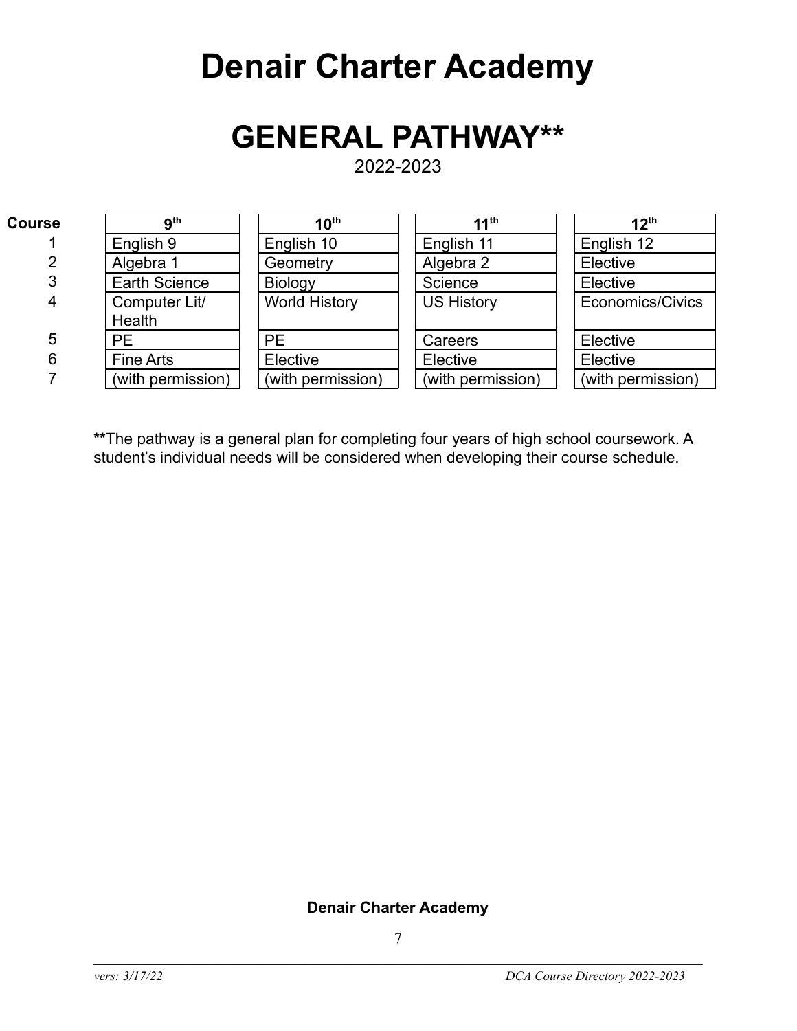# Denair Charter Academy

## GENERAL PATHWAY**

2022-2023

| Course | 9th | 10th | 11th | 12th |
|---|---|---|---|---|
| 1 | English 9 | English 10 | English 11 | English 12 |
| 2 | Algebra 1 | Geometry | Algebra 2 | Elective |
| 3 | Earth Science | Biology | Science | Elective |
| 4 | Computer Lit/ Health | World History | US History | Economics/Civics |
| 5 | PE | PE | Careers | Elective |
| 6 | Fine Arts | Elective | Elective | Elective |
| 7 | (with permission) | (with permission) | (with permission) | (with permission) |

**The pathway is a general plan for completing four years of high school coursework. A student's individual needs will be considered when developing their course schedule.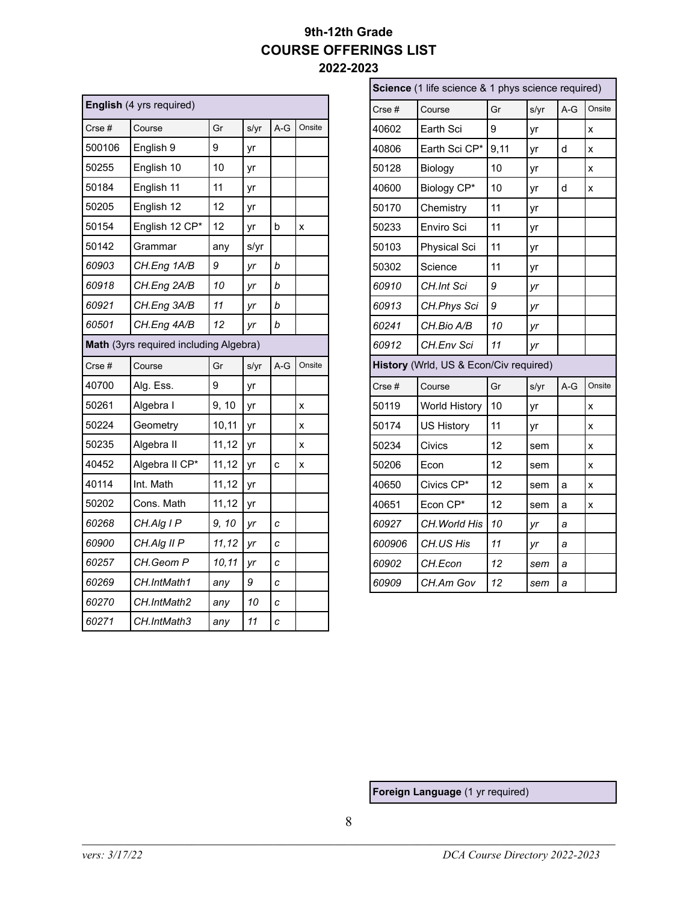# 9th-12th Grade
# COURSE OFFERINGS LIST
## 2022-2023

| **English** (4 yrs required) | | | | | |
|---|---|---|---|---|---|
| Crse # | Course | Gr | s/yr | A-G | Onsite |
| 500106 | English 9 | 9 | yr | | |
| 50255 | English 10 | 10 | yr | | |
| 50184 | English 11 | 11 | yr | | |
| 50205 | English 12 | 12 | yr | | |
| 50154 | English 12 CP* | 12 | yr | b | x |
| 50142 | Grammar | any | s/yr | | |
| *60903* | *CH.Eng 1A/B* | *9* | *yr* | *b* | |
| *60918* | *CH.Eng 2A/B* | *10* | *yr* | *b* | |
| *60921* | *CH.Eng 3A/B* | *11* | *yr* | *b* | |
| *60501* | *CH.Eng 4A/B* | *12* | *yr* | *b* | |

| **Math** (3yrs required including Algebra) | | | | | |
|---|---|---|---|---|---|
| Crse # | Course | Gr | s/yr | A-G | Onsite |
| 40700 | Alg. Ess. | 9 | yr | | |
| 50261 | Algebra I | 9, 10 | yr | | x |
| 50224 | Geometry | 10,11 | yr | | x |
| 50235 | Algebra II | 11,12 | yr | | x |
| 40452 | Algebra II CP* | 11,12 | yr | c | x |
| 40114 | Int. Math | 11,12 | yr | | |
| 50202 | Cons. Math | 11,12 | yr | | |
| *60268* | *CH.Alg I P* | *9, 10* | *yr* | *c* | |
| *60900* | *CH.Alg II P* | *11,12* | *yr* | *c* | |
| *60257* | *CH.Geom P* | *10,11* | *yr* | *c* | |
| *60269* | *CH.IntMath1* | *any* | *9* | *c* | |
| *60270* | *CH.IntMath2* | *any* | *10* | *c* | |
| *60271* | *CH.IntMath3* | *any* | *11* | *c* | |

| **Science** (1 life science & 1 phys science required) | | | | | |
|---|---|---|---|---|---|
| Crse # | Course | Gr | s/yr | A-G | Onsite |
| 40602 | Earth Sci | 9 | yr | | x |
| 40806 | Earth Sci CP* | 9,11 | yr | d | x |
| 50128 | Biology | 10 | yr | | x |
| 40600 | Biology CP* | 10 | yr | d | x |
| 50170 | Chemistry | 11 | yr | | |
| 50233 | Enviro Sci | 11 | yr | | |
| 50103 | Physical Sci | 11 | yr | | |
| 50302 | Science | 11 | yr | | |
| *60910* | *CH.Int Sci* | *9* | *yr* | | |
| *60913* | *CH.Phys Sci* | *9* | *yr* | | |
| *60241* | *CH.Bio A/B* | *10* | *yr* | | |
| *60912* | *CH.Env Sci* | *11* | *yr* | | |

| **History** (Wrld, US & Econ/Civ required) | | | | | |
|---|---|---|---|---|---|
| Crse # | Course | Gr | s/yr | A-G | Onsite |
| 50119 | World History | 10 | yr | | x |
| 50174 | US History | 11 | yr | | x |
| 50234 | Civics | 12 | sem | | x |
| 50206 | Econ | 12 | sem | | x |
| 40650 | Civics CP* | 12 | sem | a | x |
| 40651 | Econ CP* | 12 | sem | a | x |
| *60927* | *CH.World His* | *10* | *yr* | *a* | |
| *600906* | *CH.US His* | *11* | *yr* | *a* | |
| *60902* | *CH.Econ* | *12* | *sem* | *a* | |
| *60909* | *CH.Am Gov* | *12* | *sem* | *a* | |

| **Foreign Language** (1 yr required) |
|---|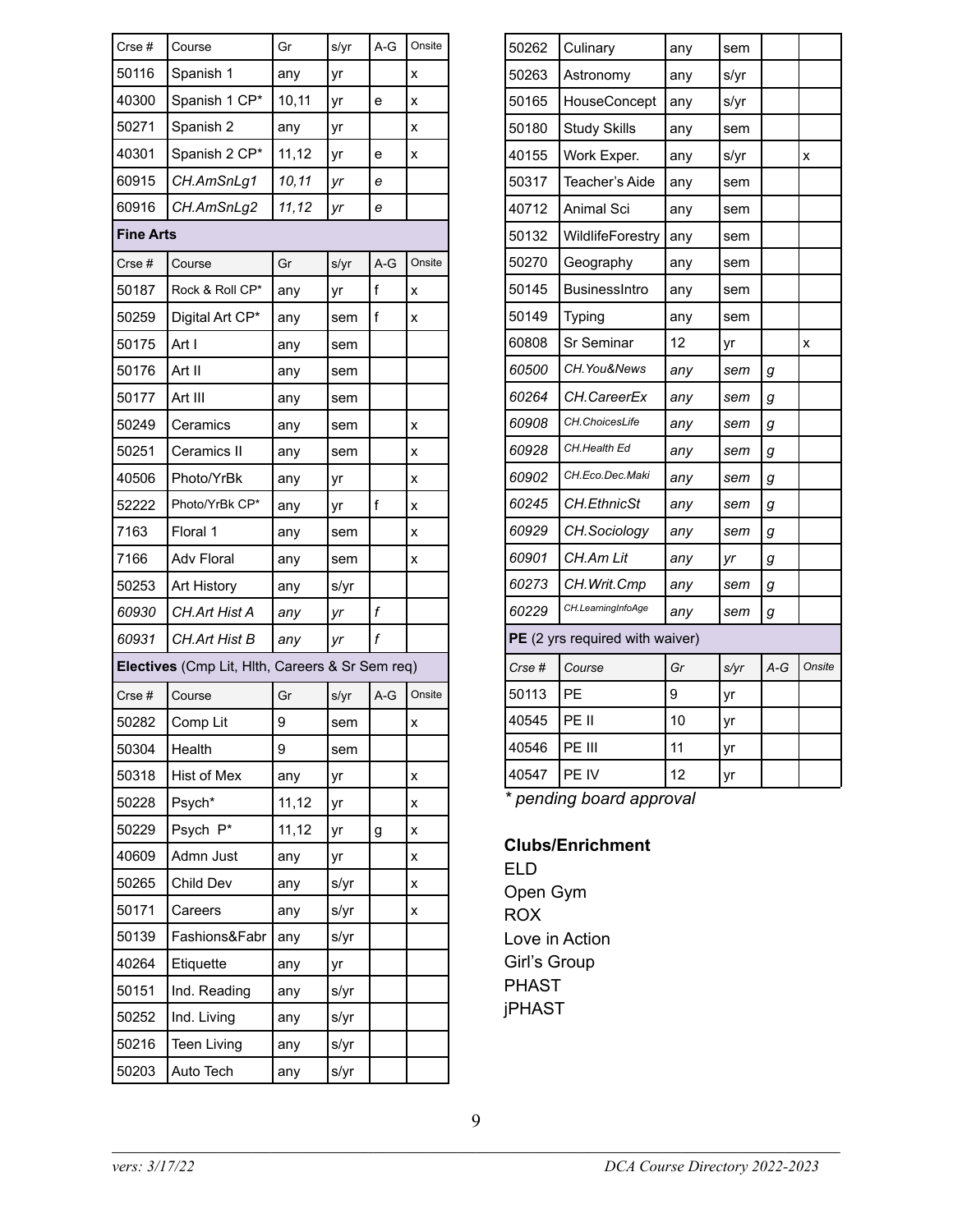| Crse # | Course | Gr | s/yr | A-G | Onsite |
|---|---|---|---|---|---|
| 50116 | Spanish 1 | any | yr | | x |
| 40300 | Spanish 1 CP* | 10,11 | yr | e | x |
| 50271 | Spanish 2 | any | yr | | x |
| 40301 | Spanish 2 CP* | 11,12 | yr | e | x |
| *60915* | *CH.AmSnLg1* | *10,11* | *yr* | *e* | |
| *60916* | *CH.AmSnLg2* | *11,12* | *yr* | *e* | |

**Fine Arts**

| Crse # | Course | Gr | s/yr | A-G | Onsite |
|---|---|---|---|---|---|
| 50187 | Rock & Roll CP* | any | yr | f | x |
| 50259 | Digital Art CP* | any | sem | f | x |
| 50175 | Art I | any | sem | | |
| 50176 | Art II | any | sem | | |
| 50177 | Art III | any | sem | | |
| 50249 | Ceramics | any | sem | | x |
| 50251 | Ceramics II | any | sem | | x |
| 40506 | Photo/YrBk | any | yr | | x |
| 52222 | Photo/YrBk CP* | any | yr | f | x |
| 7163 | Floral 1 | any | sem | | x |
| 7166 | Adv Floral | any | sem | | x |
| 50253 | Art History | any | s/yr | | |
| *60930* | *CH.Art Hist A* | *any* | *yr* | *f* | |
| *60931* | *CH.Art Hist B* | *any* | *yr* | *f* | |

**Electives** (Cmp Lit, Hlth, Careers & Sr Sem req)

| Crse # | Course | Gr | s/yr | A-G | Onsite |
|---|---|---|---|---|---|
| 50282 | Comp Lit | 9 | sem | | x |
| 50304 | Health | 9 | sem | | |
| 50318 | Hist of Mex | any | yr | | x |
| 50228 | Psych* | 11,12 | yr | | x |
| 50229 | Psych P* | 11,12 | yr | g | x |
| 40609 | Admn Just | any | yr | | x |
| 50265 | Child Dev | any | s/yr | | x |
| 50171 | Careers | any | s/yr | | x |
| 50139 | Fashions&Fabr | any | s/yr | | |
| 40264 | Etiquette | any | yr | | |
| 50151 | Ind. Reading | any | s/yr | | |
| 50252 | Ind. Living | any | s/yr | | |
| 50216 | Teen Living | any | s/yr | | |
| 50203 | Auto Tech | any | s/yr | | |
| 50262 | Culinary | any | sem | | |
| 50263 | Astronomy | any | s/yr | | |
| 50165 | HouseConcept | any | s/yr | | |
| 50180 | Study Skills | any | sem | | |
| 40155 | Work Exper. | any | s/yr | | x |
| 50317 | Teacher's Aide | any | sem | | |
| 40712 | Animal Sci | any | sem | | |
| 50132 | WildlifeForestry | any | sem | | |
| 50270 | Geography | any | sem | | |
| 50145 | BusinessIntro | any | sem | | |
| 50149 | Typing | any | sem | | |
| 60808 | Sr Seminar | 12 | yr | | x |
| *60500* | *CH.You&News* | *any* | *sem* | *g* | |
| *60264* | *CH.CareerEx* | *any* | *sem* | *g* | |
| *60908* | *CH.ChoicesLife* | *any* | *sem* | *g* | |
| *60928* | *CH.Health Ed* | *any* | *sem* | *g* | |
| *60902* | *CH.Eco.Dec.Maki* | *any* | *sem* | *g* | |
| *60245* | *CH.EthnicSt* | *any* | *sem* | *g* | |
| *60929* | *CH.Sociology* | *any* | *sem* | *g* | |
| *60901* | *CH.Am Lit* | *any* | *yr* | *g* | |
| *60273* | *CH.Writ.Cmp* | *any* | *sem* | *g* | |
| *60229* | *CH.LearningInfoAge* | *any* | *sem* | *g* | |

**PE** (2 yrs required with waiver)

| *Crse #* | *Course* | *Gr* | *s/yr* | *A-G* | *Onsite* |
|---|---|---|---|---|---|
| 50113 | PE | 9 | yr | | |
| 40545 | PE II | 10 | yr | | |
| 40546 | PE III | 11 | yr | | |
| 40547 | PE IV | 12 | yr | | |

*\* pending board approval*

**Clubs/Enrichment**

ELD
Open Gym
ROX
Love in Action
Girl's Group
PHAST
jPHAST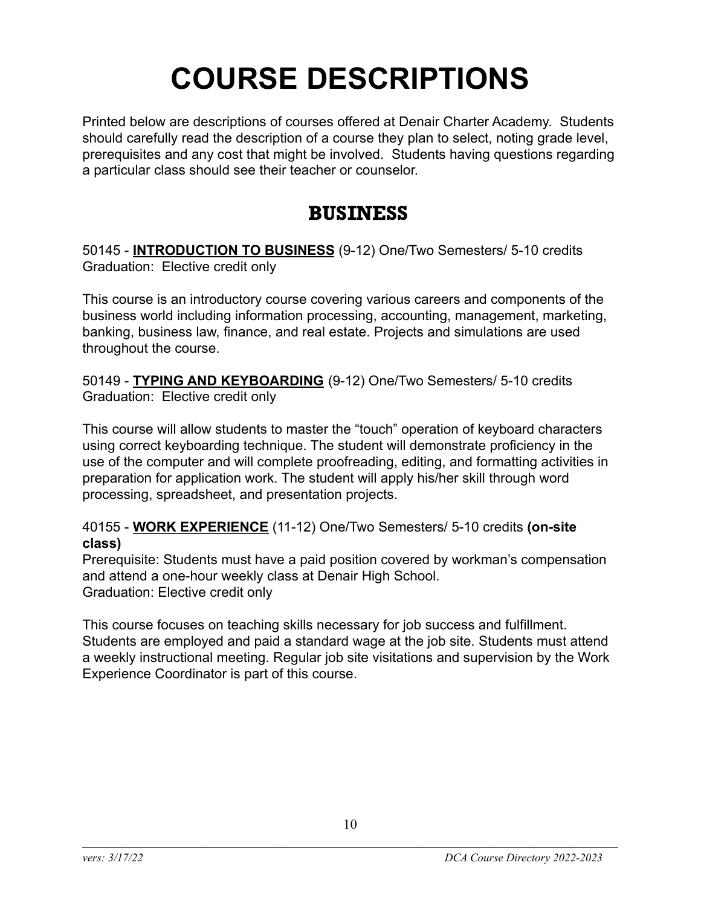# COURSE DESCRIPTIONS

Printed below are descriptions of courses offered at Denair Charter Academy. Students should carefully read the description of a course they plan to select, noting grade level, prerequisites and any cost that might be involved. Students having questions regarding a particular class should see their teacher or counselor.

## BUSINESS

50145 - **INTRODUCTION TO BUSINESS** (9-12) One/Two Semesters/ 5-10 credits
Graduation: Elective credit only

This course is an introductory course covering various careers and components of the business world including information processing, accounting, management, marketing, banking, business law, finance, and real estate. Projects and simulations are used throughout the course.

50149 - **TYPING AND KEYBOARDING** (9-12) One/Two Semesters/ 5-10 credits
Graduation: Elective credit only

This course will allow students to master the "touch" operation of keyboard characters using correct keyboarding technique. The student will demonstrate proficiency in the use of the computer and will complete proofreading, editing, and formatting activities in preparation for application work. The student will apply his/her skill through word processing, spreadsheet, and presentation projects.

40155 - **WORK EXPERIENCE** (11-12) One/Two Semesters/ 5-10 credits **(on-site class)**
Prerequisite: Students must have a paid position covered by workman's compensation and attend a one-hour weekly class at Denair High School.
Graduation: Elective credit only

This course focuses on teaching skills necessary for job success and fulfillment. Students are employed and paid a standard wage at the job site. Students must attend a weekly instructional meeting. Regular job site visitations and supervision by the Work Experience Coordinator is part of this course.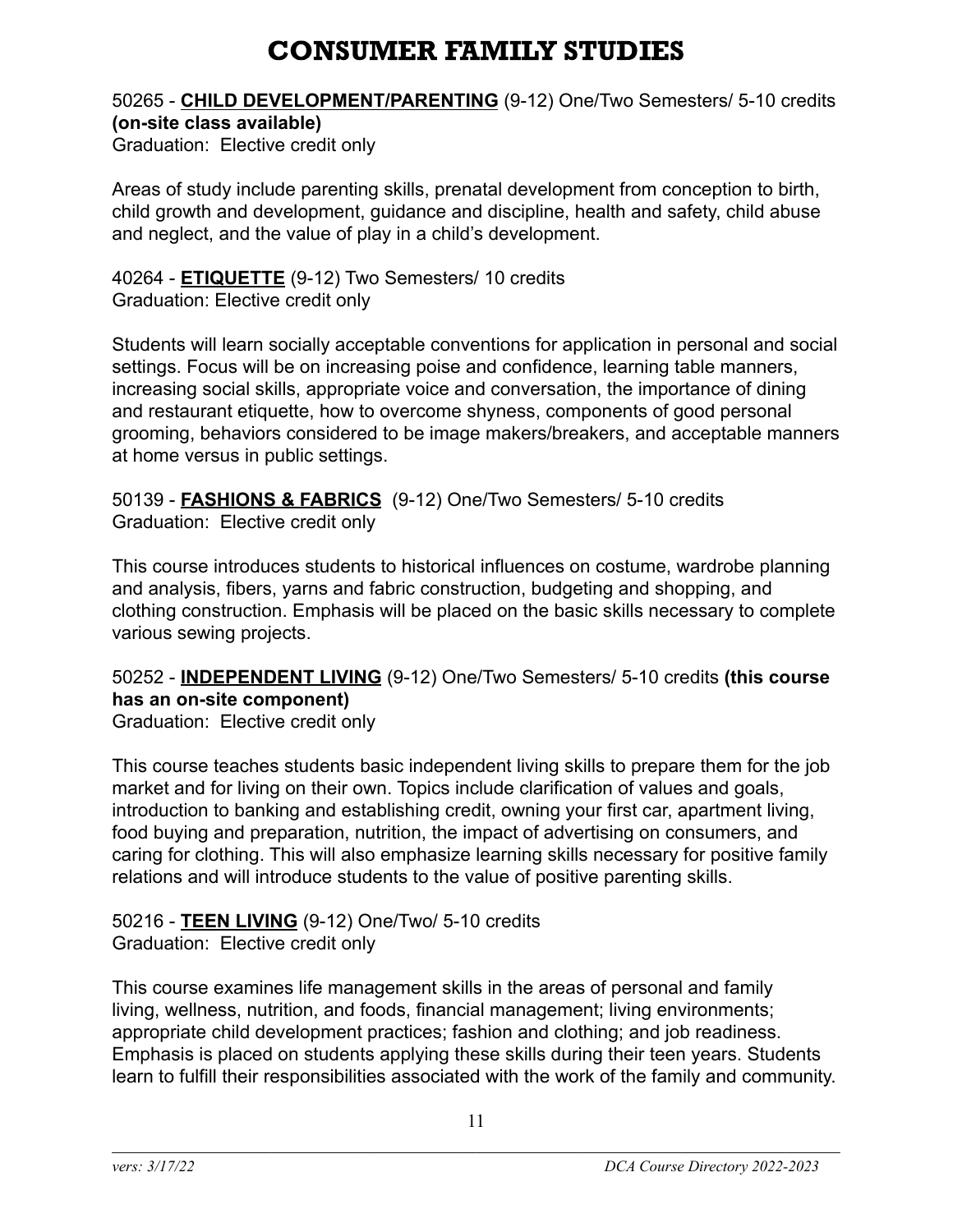# CONSUMER FAMILY STUDIES

50265 - **CHILD DEVELOPMENT/PARENTING** (9-12) One/Two Semesters/ 5-10 credits **(on-site class available)**
Graduation: Elective credit only

Areas of study include parenting skills, prenatal development from conception to birth, child growth and development, guidance and discipline, health and safety, child abuse and neglect, and the value of play in a child's development.

40264 - **ETIQUETTE** (9-12) Two Semesters/ 10 credits
Graduation: Elective credit only

Students will learn socially acceptable conventions for application in personal and social settings. Focus will be on increasing poise and confidence, learning table manners, increasing social skills, appropriate voice and conversation, the importance of dining and restaurant etiquette, how to overcome shyness, components of good personal grooming, behaviors considered to be image makers/breakers, and acceptable manners at home versus in public settings.

50139 - **FASHIONS & FABRICS** (9-12) One/Two Semesters/ 5-10 credits
Graduation: Elective credit only

This course introduces students to historical influences on costume, wardrobe planning and analysis, fibers, yarns and fabric construction, budgeting and shopping, and clothing construction. Emphasis will be placed on the basic skills necessary to complete various sewing projects.

50252 - **INDEPENDENT LIVING** (9-12) One/Two Semesters/ 5-10 credits **(this course has an on-site component)**
Graduation: Elective credit only

This course teaches students basic independent living skills to prepare them for the job market and for living on their own. Topics include clarification of values and goals, introduction to banking and establishing credit, owning your first car, apartment living, food buying and preparation, nutrition, the impact of advertising on consumers, and caring for clothing. This will also emphasize learning skills necessary for positive family relations and will introduce students to the value of positive parenting skills.

50216 - **TEEN LIVING** (9-12) One/Two/ 5-10 credits
Graduation: Elective credit only

This course examines life management skills in the areas of personal and family living, wellness, nutrition, and foods, financial management; living environments; appropriate child development practices; fashion and clothing; and job readiness. Emphasis is placed on students applying these skills during their teen years. Students learn to fulfill their responsibilities associated with the work of the family and community.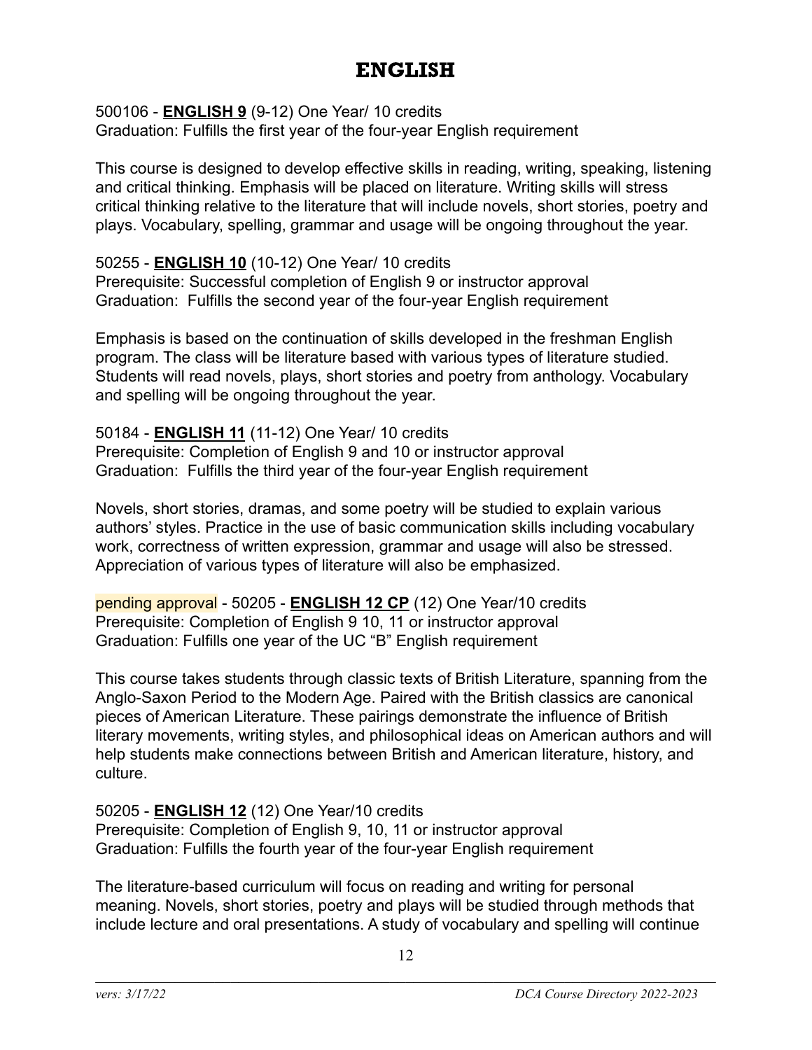# ENGLISH

500106 - **ENGLISH 9** (9-12) One Year/ 10 credits
Graduation: Fulfills the first year of the four-year English requirement

This course is designed to develop effective skills in reading, writing, speaking, listening and critical thinking. Emphasis will be placed on literature. Writing skills will stress critical thinking relative to the literature that will include novels, short stories, poetry and plays. Vocabulary, spelling, grammar and usage will be ongoing throughout the year.

50255 - **ENGLISH 10** (10-12) One Year/ 10 credits
Prerequisite: Successful completion of English 9 or instructor approval
Graduation: Fulfills the second year of the four-year English requirement

Emphasis is based on the continuation of skills developed in the freshman English program. The class will be literature based with various types of literature studied. Students will read novels, plays, short stories and poetry from anthology. Vocabulary and spelling will be ongoing throughout the year.

50184 - **ENGLISH 11** (11-12) One Year/ 10 credits
Prerequisite: Completion of English 9 and 10 or instructor approval
Graduation: Fulfills the third year of the four-year English requirement

Novels, short stories, dramas, and some poetry will be studied to explain various authors' styles. Practice in the use of basic communication skills including vocabulary work, correctness of written expression, grammar and usage will also be stressed. Appreciation of various types of literature will also be emphasized.

pending approval - 50205 - **ENGLISH 12 CP** (12) One Year/10 credits
Prerequisite: Completion of English 9 10, 11 or instructor approval
Graduation: Fulfills one year of the UC "B" English requirement

This course takes students through classic texts of British Literature, spanning from the Anglo-Saxon Period to the Modern Age. Paired with the British classics are canonical pieces of American Literature. These pairings demonstrate the influence of British literary movements, writing styles, and philosophical ideas on American authors and will help students make connections between British and American literature, history, and culture.

50205 - **ENGLISH 12** (12) One Year/10 credits
Prerequisite: Completion of English 9, 10, 11 or instructor approval
Graduation: Fulfills the fourth year of the four-year English requirement

The literature-based curriculum will focus on reading and writing for personal meaning. Novels, short stories, poetry and plays will be studied through methods that include lecture and oral presentations. A study of vocabulary and spelling will continue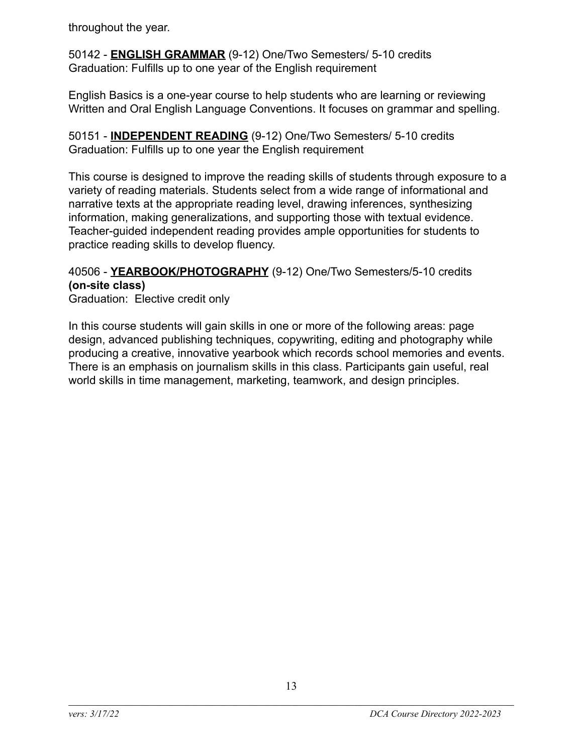throughout the year.

50142 - **ENGLISH GRAMMAR** (9-12) One/Two Semesters/ 5-10 credits
Graduation: Fulfills up to one year of the English requirement

English Basics is a one-year course to help students who are learning or reviewing Written and Oral English Language Conventions. It focuses on grammar and spelling.

50151 - **INDEPENDENT READING** (9-12) One/Two Semesters/ 5-10 credits
Graduation: Fulfills up to one year the English requirement

This course is designed to improve the reading skills of students through exposure to a variety of reading materials. Students select from a wide range of informational and narrative texts at the appropriate reading level, drawing inferences, synthesizing information, making generalizations, and supporting those with textual evidence. Teacher-guided independent reading provides ample opportunities for students to practice reading skills to develop fluency.

40506 - **YEARBOOK/PHOTOGRAPHY** (9-12) One/Two Semesters/5-10 credits
**(on-site class)**
Graduation: Elective credit only

In this course students will gain skills in one or more of the following areas: page design, advanced publishing techniques, copywriting, editing and photography while producing a creative, innovative yearbook which records school memories and events. There is an emphasis on journalism skills in this class. Participants gain useful, real world skills in time management, marketing, teamwork, and design principles.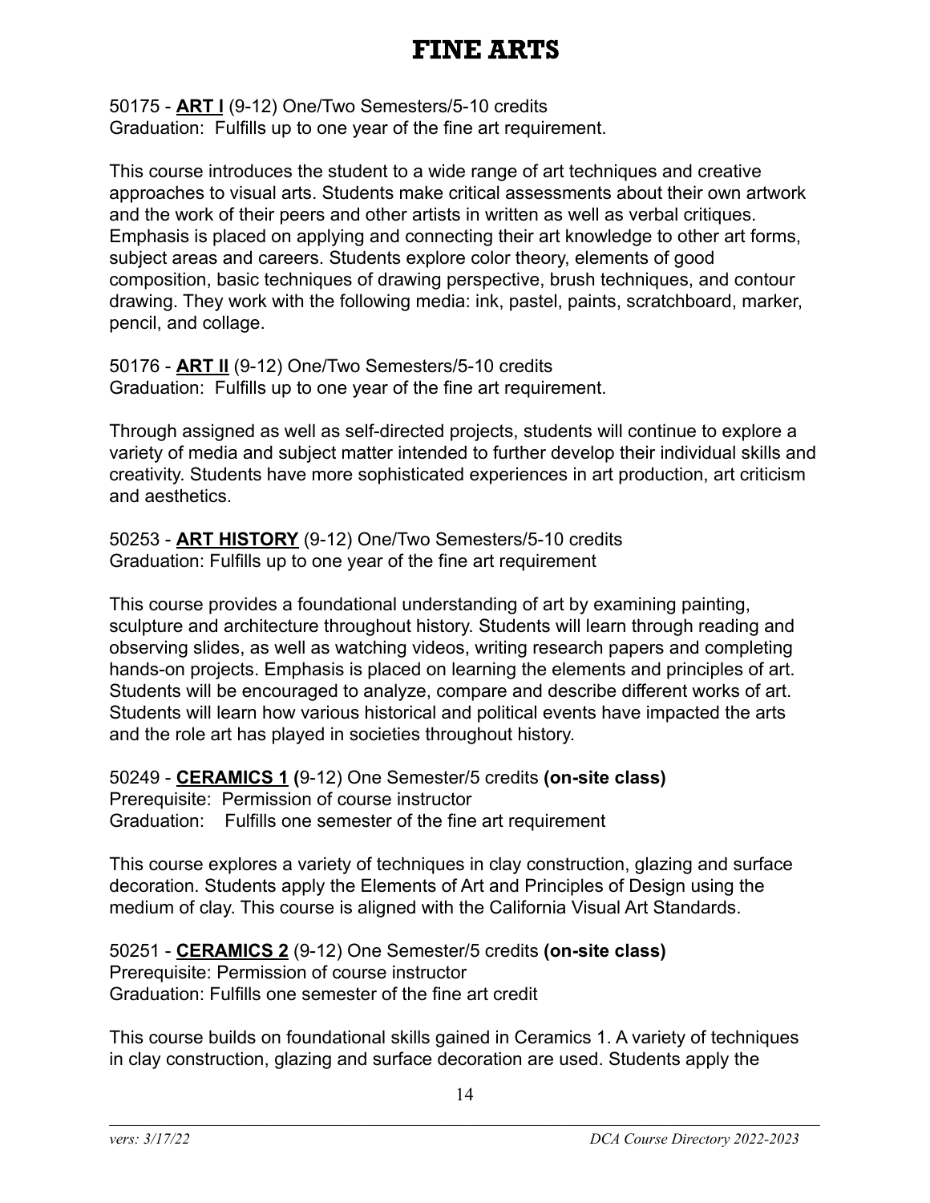# FINE ARTS

50175 - **ART I** (9-12) One/Two Semesters/5-10 credits
Graduation: Fulfills up to one year of the fine art requirement.

This course introduces the student to a wide range of art techniques and creative approaches to visual arts. Students make critical assessments about their own artwork and the work of their peers and other artists in written as well as verbal critiques. Emphasis is placed on applying and connecting their art knowledge to other art forms, subject areas and careers. Students explore color theory, elements of good composition, basic techniques of drawing perspective, brush techniques, and contour drawing. They work with the following media: ink, pastel, paints, scratchboard, marker, pencil, and collage.

50176 - **ART II** (9-12) One/Two Semesters/5-10 credits
Graduation: Fulfills up to one year of the fine art requirement.

Through assigned as well as self-directed projects, students will continue to explore a variety of media and subject matter intended to further develop their individual skills and creativity. Students have more sophisticated experiences in art production, art criticism and aesthetics.

50253 - **ART HISTORY** (9-12) One/Two Semesters/5-10 credits
Graduation: Fulfills up to one year of the fine art requirement

This course provides a foundational understanding of art by examining painting, sculpture and architecture throughout history. Students will learn through reading and observing slides, as well as watching videos, writing research papers and completing hands-on projects. Emphasis is placed on learning the elements and principles of art. Students will be encouraged to analyze, compare and describe different works of art. Students will learn how various historical and political events have impacted the arts and the role art has played in societies throughout history.

50249 - **CERAMICS 1 (**9-12) One Semester/5 credits **(on-site class)**
Prerequisite: Permission of course instructor
Graduation: Fulfills one semester of the fine art requirement

This course explores a variety of techniques in clay construction, glazing and surface decoration. Students apply the Elements of Art and Principles of Design using the medium of clay. This course is aligned with the California Visual Art Standards.

50251 - **CERAMICS 2** (9-12) One Semester/5 credits **(on-site class)**
Prerequisite: Permission of course instructor
Graduation: Fulfills one semester of the fine art credit

This course builds on foundational skills gained in Ceramics 1. A variety of techniques in clay construction, glazing and surface decoration are used. Students apply the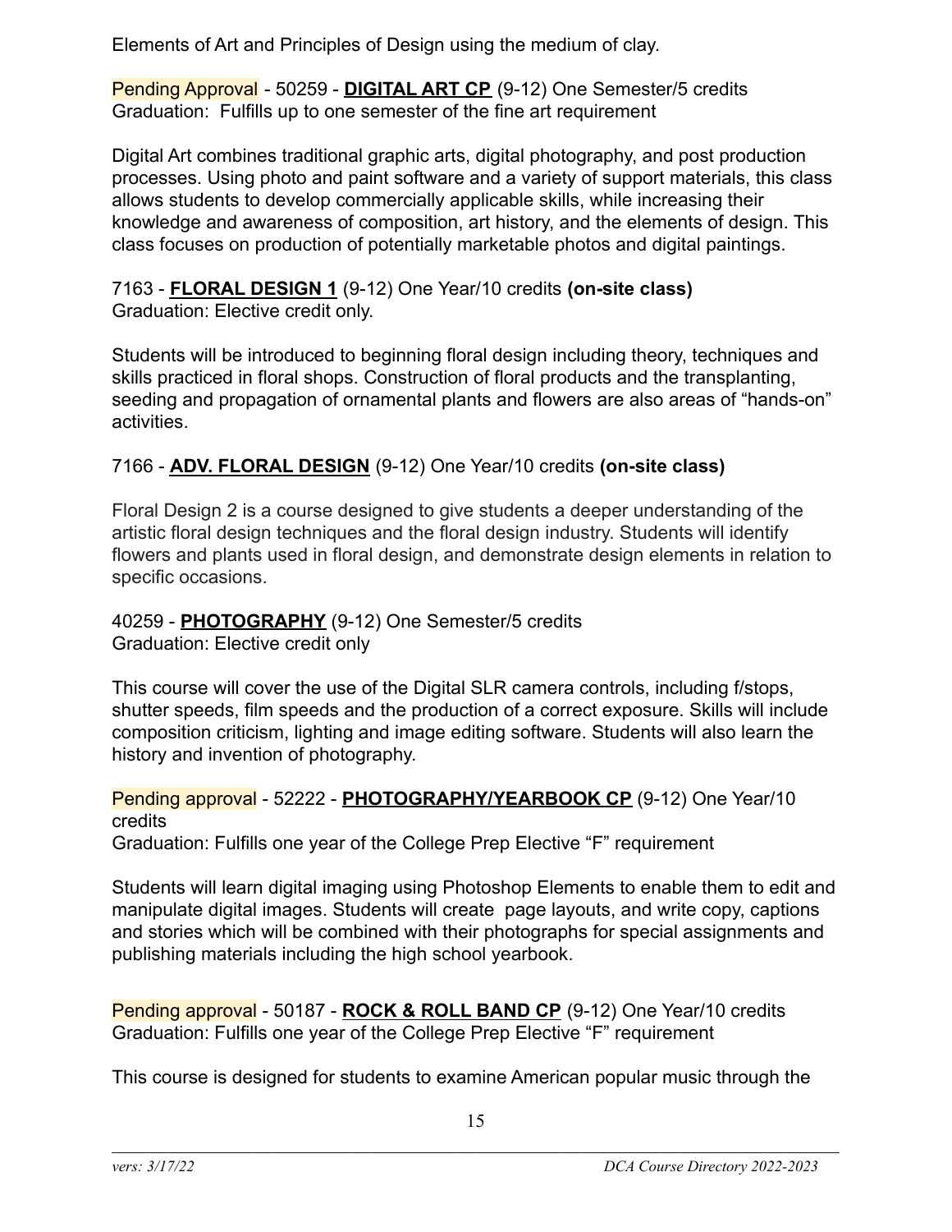Elements of Art and Principles of Design using the medium of clay.

Pending Approval - 50259 - **DIGITAL ART CP** (9-12) One Semester/5 credits
Graduation: Fulfills up to one semester of the fine art requirement

Digital Art combines traditional graphic arts, digital photography, and post production processes. Using photo and paint software and a variety of support materials, this class allows students to develop commercially applicable skills, while increasing their knowledge and awareness of composition, art history, and the elements of design. This class focuses on production of potentially marketable photos and digital paintings.

7163 - **FLORAL DESIGN 1** (9-12) One Year/10 credits **(on-site class)**
Graduation: Elective credit only.

Students will be introduced to beginning floral design including theory, techniques and skills practiced in floral shops. Construction of floral products and the transplanting, seeding and propagation of ornamental plants and flowers are also areas of "hands-on" activities.

7166 - **ADV. FLORAL DESIGN** (9-12) One Year/10 credits **(on-site class)**

Floral Design 2 is a course designed to give students a deeper understanding of the artistic floral design techniques and the floral design industry. Students will identify flowers and plants used in floral design, and demonstrate design elements in relation to specific occasions.

40259 - **PHOTOGRAPHY** (9-12) One Semester/5 credits
Graduation: Elective credit only

This course will cover the use of the Digital SLR camera controls, including f/stops, shutter speeds, film speeds and the production of a correct exposure. Skills will include composition criticism, lighting and image editing software. Students will also learn the history and invention of photography.

Pending approval - 52222 - **PHOTOGRAPHY/YEARBOOK CP** (9-12) One Year/10 credits
Graduation: Fulfills one year of the College Prep Elective "F" requirement

Students will learn digital imaging using Photoshop Elements to enable them to edit and manipulate digital images. Students will create page layouts, and write copy, captions and stories which will be combined with their photographs for special assignments and publishing materials including the high school yearbook.

Pending approval - 50187 - **ROCK & ROLL BAND CP** (9-12) One Year/10 credits
Graduation: Fulfills one year of the College Prep Elective "F" requirement

This course is designed for students to examine American popular music through the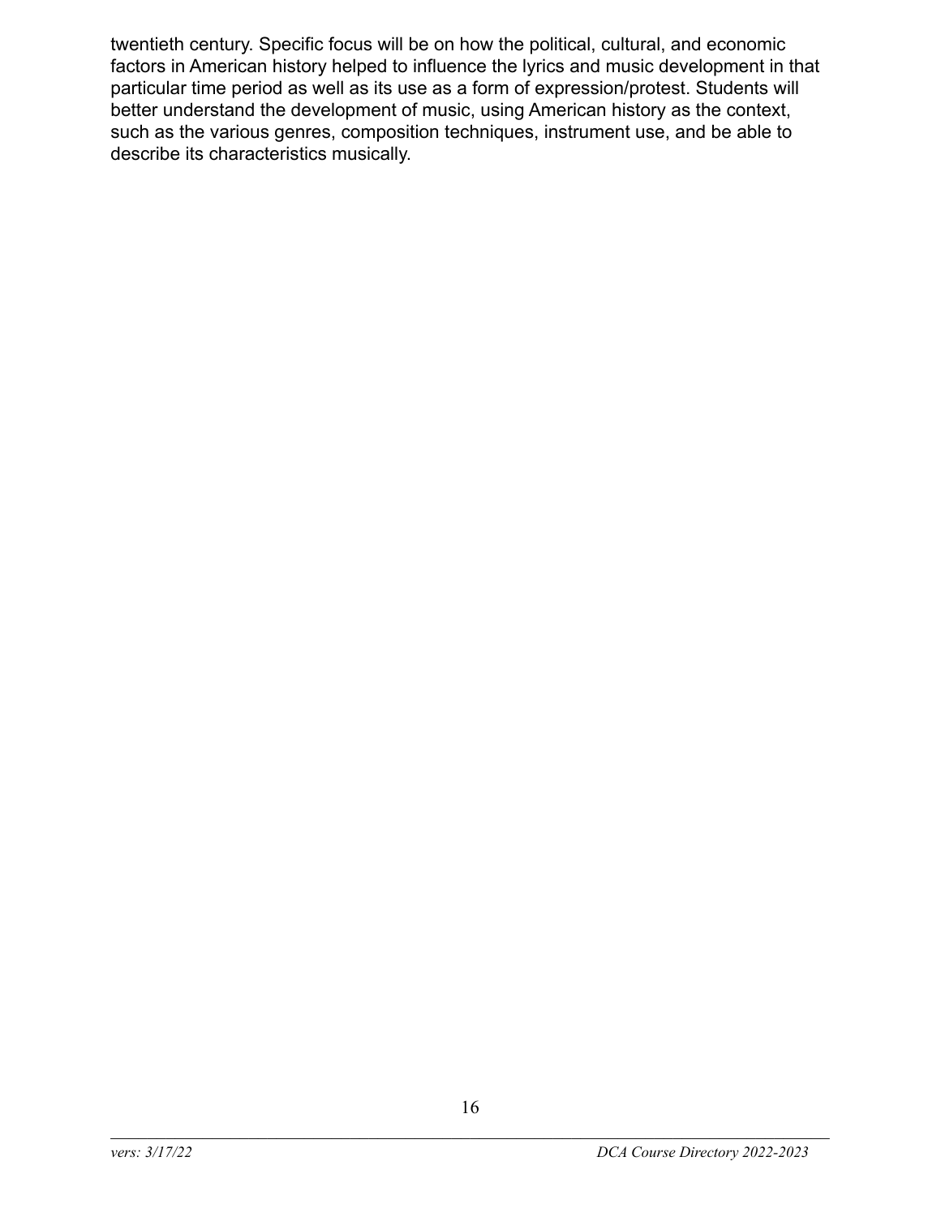twentieth century. Specific focus will be on how the political, cultural, and economic factors in American history helped to influence the lyrics and music development in that particular time period as well as its use as a form of expression/protest. Students will better understand the development of music, using American history as the context, such as the various genres, composition techniques, instrument use, and be able to describe its characteristics musically.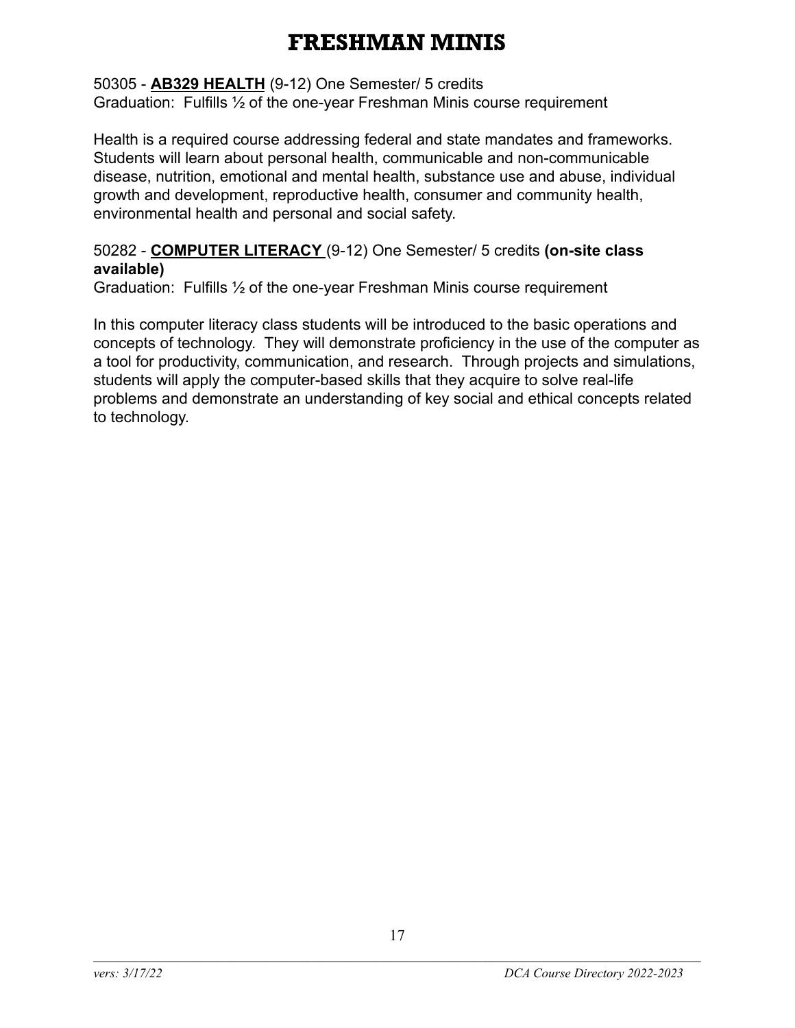# FRESHMAN MINIS

50305 - **AB329 HEALTH** (9-12) One Semester/ 5 credits
Graduation: Fulfills ½ of the one-year Freshman Minis course requirement

Health is a required course addressing federal and state mandates and frameworks. Students will learn about personal health, communicable and non-communicable disease, nutrition, emotional and mental health, substance use and abuse, individual growth and development, reproductive health, consumer and community health, environmental health and personal and social safety.

50282 - **COMPUTER LITERACY** (9-12) One Semester/ 5 credits **(on-site class available)**
Graduation: Fulfills ½ of the one-year Freshman Minis course requirement

In this computer literacy class students will be introduced to the basic operations and concepts of technology. They will demonstrate proficiency in the use of the computer as a tool for productivity, communication, and research. Through projects and simulations, students will apply the computer-based skills that they acquire to solve real-life problems and demonstrate an understanding of key social and ethical concepts related to technology.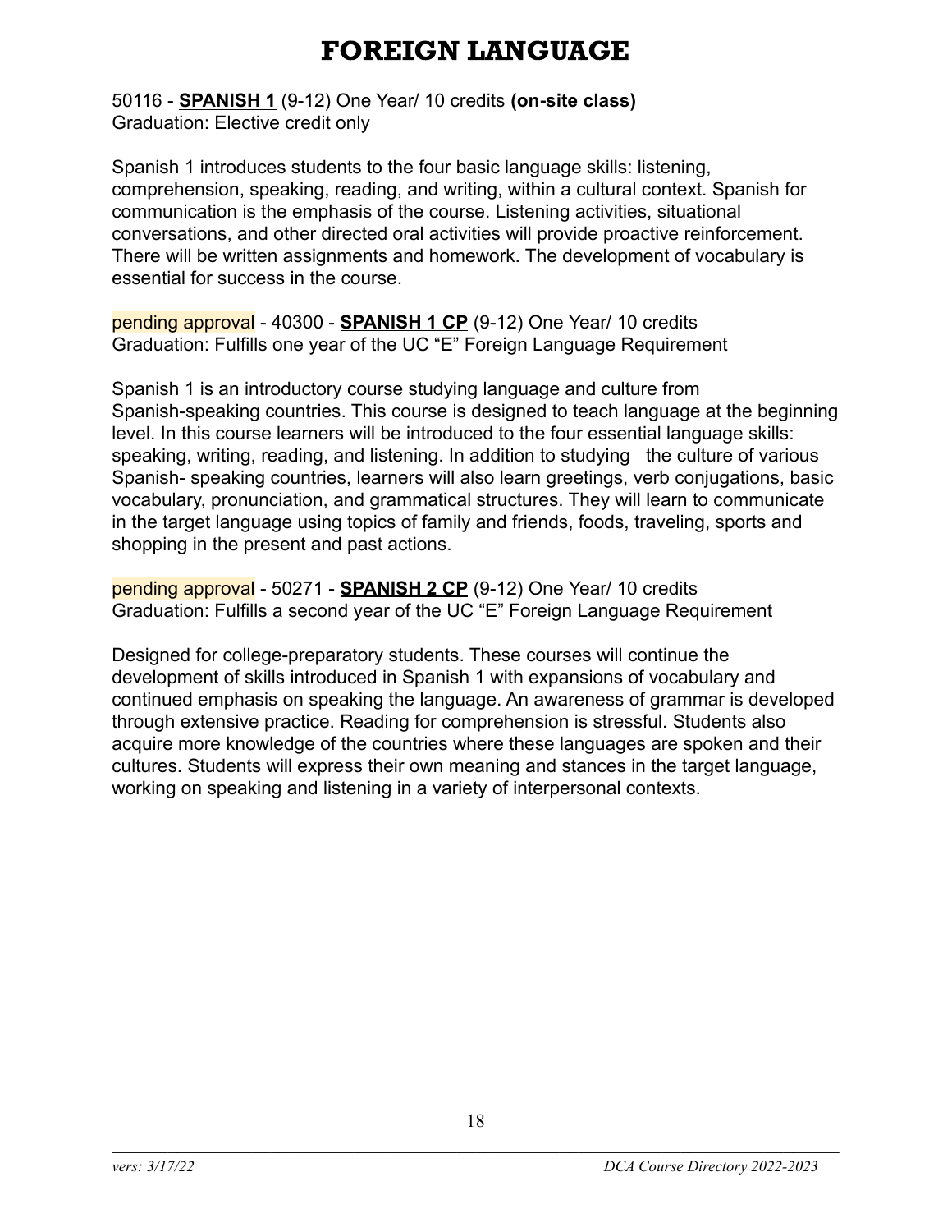# FOREIGN LANGUAGE

50116 - **SPANISH 1** (9-12) One Year/ 10 credits **(on-site class)**
Graduation: Elective credit only

Spanish 1 introduces students to the four basic language skills: listening, comprehension, speaking, reading, and writing, within a cultural context. Spanish for communication is the emphasis of the course. Listening activities, situational conversations, and other directed oral activities will provide proactive reinforcement. There will be written assignments and homework. The development of vocabulary is essential for success in the course.

pending approval - 40300 - **SPANISH 1 CP** (9-12) One Year/ 10 credits
Graduation: Fulfills one year of the UC "E" Foreign Language Requirement

Spanish 1 is an introductory course studying language and culture from Spanish-speaking countries. This course is designed to teach language at the beginning level. In this course learners will be introduced to the four essential language skills: speaking, writing, reading, and listening. In addition to studying the culture of various Spanish- speaking countries, learners will also learn greetings, verb conjugations, basic vocabulary, pronunciation, and grammatical structures. They will learn to communicate in the target language using topics of family and friends, foods, traveling, sports and shopping in the present and past actions.

pending approval - 50271 - **SPANISH 2 CP** (9-12) One Year/ 10 credits
Graduation: Fulfills a second year of the UC "E" Foreign Language Requirement

Designed for college-preparatory students. These courses will continue the development of skills introduced in Spanish 1 with expansions of vocabulary and continued emphasis on speaking the language. An awareness of grammar is developed through extensive practice. Reading for comprehension is stressful. Students also acquire more knowledge of the countries where these languages are spoken and their cultures. Students will express their own meaning and stances in the target language, working on speaking and listening in a variety of interpersonal contexts.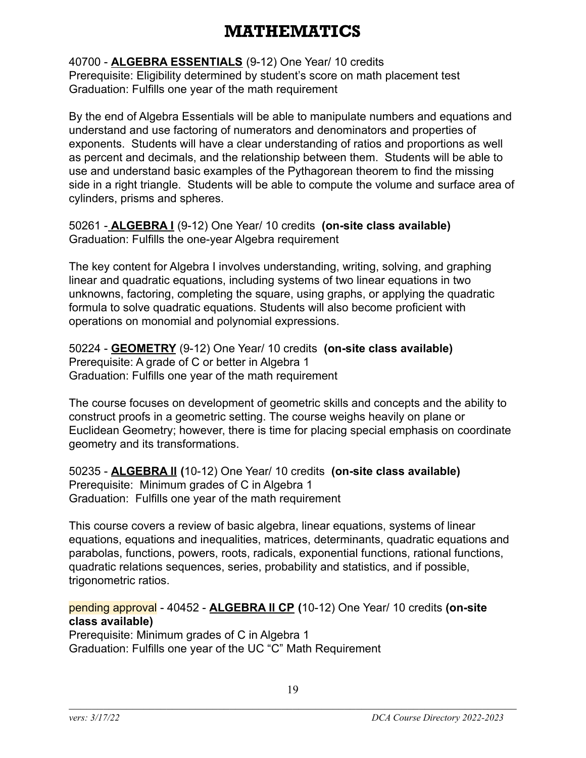# MATHEMATICS

40700 - **ALGEBRA ESSENTIALS** (9-12) One Year/ 10 credits
Prerequisite: Eligibility determined by student's score on math placement test
Graduation: Fulfills one year of the math requirement

By the end of Algebra Essentials will be able to manipulate numbers and equations and understand and use factoring of numerators and denominators and properties of exponents. Students will have a clear understanding of ratios and proportions as well as percent and decimals, and the relationship between them. Students will be able to use and understand basic examples of the Pythagorean theorem to find the missing side in a right triangle. Students will be able to compute the volume and surface area of cylinders, prisms and spheres.

50261 - **ALGEBRA I** (9-12) One Year/ 10 credits **(on-site class available)**
Graduation: Fulfills the one-year Algebra requirement

The key content for Algebra I involves understanding, writing, solving, and graphing linear and quadratic equations, including systems of two linear equations in two unknowns, factoring, completing the square, using graphs, or applying the quadratic formula to solve quadratic equations. Students will also become proficient with operations on monomial and polynomial expressions.

50224 - **GEOMETRY** (9-12) One Year/ 10 credits **(on-site class available)**
Prerequisite: A grade of C or better in Algebra 1
Graduation: Fulfills one year of the math requirement

The course focuses on development of geometric skills and concepts and the ability to construct proofs in a geometric setting. The course weighs heavily on plane or Euclidean Geometry; however, there is time for placing special emphasis on coordinate geometry and its transformations.

50235 - **ALGEBRA II (**10-12) One Year/ 10 credits **(on-site class available)**
Prerequisite: Minimum grades of C in Algebra 1
Graduation: Fulfills one year of the math requirement

This course covers a review of basic algebra, linear equations, systems of linear equations, equations and inequalities, matrices, determinants, quadratic equations and parabolas, functions, powers, roots, radicals, exponential functions, rational functions, quadratic relations sequences, series, probability and statistics, and if possible, trigonometric ratios.

pending approval - 40452 - **ALGEBRA II CP (**10-12) One Year/ 10 credits **(on-site class available)**
Prerequisite: Minimum grades of C in Algebra 1
Graduation: Fulfills one year of the UC "C" Math Requirement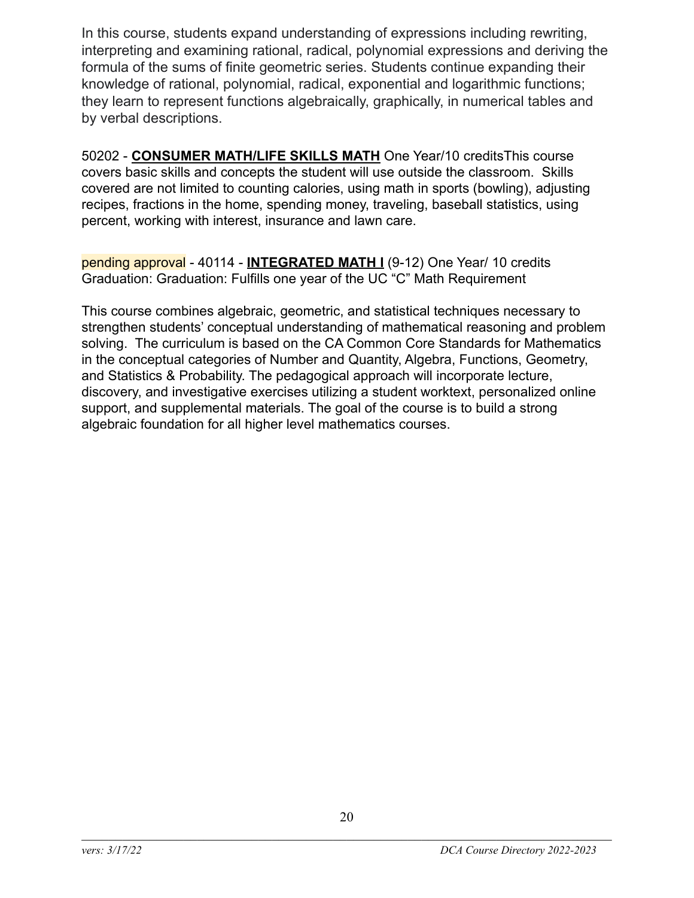In this course, students expand understanding of expressions including rewriting, interpreting and examining rational, radical, polynomial expressions and deriving the formula of the sums of finite geometric series. Students continue expanding their knowledge of rational, polynomial, radical, exponential and logarithmic functions; they learn to represent functions algebraically, graphically, in numerical tables and by verbal descriptions.

50202 - **CONSUMER MATH/LIFE SKILLS MATH** One Year/10 creditsThis course covers basic skills and concepts the student will use outside the classroom.  Skills covered are not limited to counting calories, using math in sports (bowling), adjusting recipes, fractions in the home, spending money, traveling, baseball statistics, using percent, working with interest, insurance and lawn care.

pending approval - 40114 - **INTEGRATED MATH I** (9-12) One Year/ 10 credits
Graduation: Graduation: Fulfills one year of the UC “C” Math Requirement

This course combines algebraic, geometric, and statistical techniques necessary to strengthen students’ conceptual understanding of mathematical reasoning and problem solving.  The curriculum is based on the CA Common Core Standards for Mathematics in the conceptual categories of Number and Quantity, Algebra, Functions, Geometry, and Statistics & Probability. The pedagogical approach will incorporate lecture, discovery, and investigative exercises utilizing a student worktext, personalized online support, and supplemental materials. The goal of the course is to build a strong algebraic foundation for all higher level mathematics courses.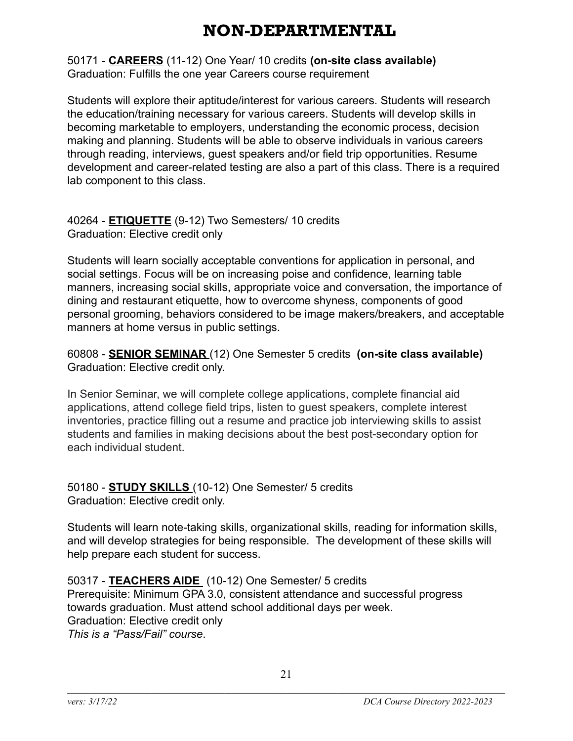# NON-DEPARTMENTAL

50171 - **CAREERS** (11-12) One Year/ 10 credits **(on-site class available)**
Graduation: Fulfills the one year Careers course requirement

Students will explore their aptitude/interest for various careers. Students will research the education/training necessary for various careers. Students will develop skills in becoming marketable to employers, understanding the economic process, decision making and planning. Students will be able to observe individuals in various careers through reading, interviews, guest speakers and/or field trip opportunities. Resume development and career-related testing are also a part of this class. There is a required lab component to this class.

40264 - **ETIQUETTE** (9-12) Two Semesters/ 10 credits
Graduation: Elective credit only

Students will learn socially acceptable conventions for application in personal, and social settings. Focus will be on increasing poise and confidence, learning table manners, increasing social skills, appropriate voice and conversation, the importance of dining and restaurant etiquette, how to overcome shyness, components of good personal grooming, behaviors considered to be image makers/breakers, and acceptable manners at home versus in public settings.

60808 - **SENIOR SEMINAR** (12) One Semester 5 credits **(on-site class available)**
Graduation: Elective credit only.

In Senior Seminar, we will complete college applications, complete financial aid applications, attend college field trips, listen to guest speakers, complete interest inventories, practice filling out a resume and practice job interviewing skills to assist students and families in making decisions about the best post-secondary option for each individual student.

50180 - **STUDY SKILLS** (10-12) One Semester/ 5 credits
Graduation: Elective credit only.

Students will learn note-taking skills, organizational skills, reading for information skills, and will develop strategies for being responsible. The development of these skills will help prepare each student for success.

50317 - **TEACHERS AIDE** (10-12) One Semester/ 5 credits
Prerequisite: Minimum GPA 3.0, consistent attendance and successful progress towards graduation. Must attend school additional days per week.
Graduation: Elective credit only
*This is a "Pass/Fail" course*.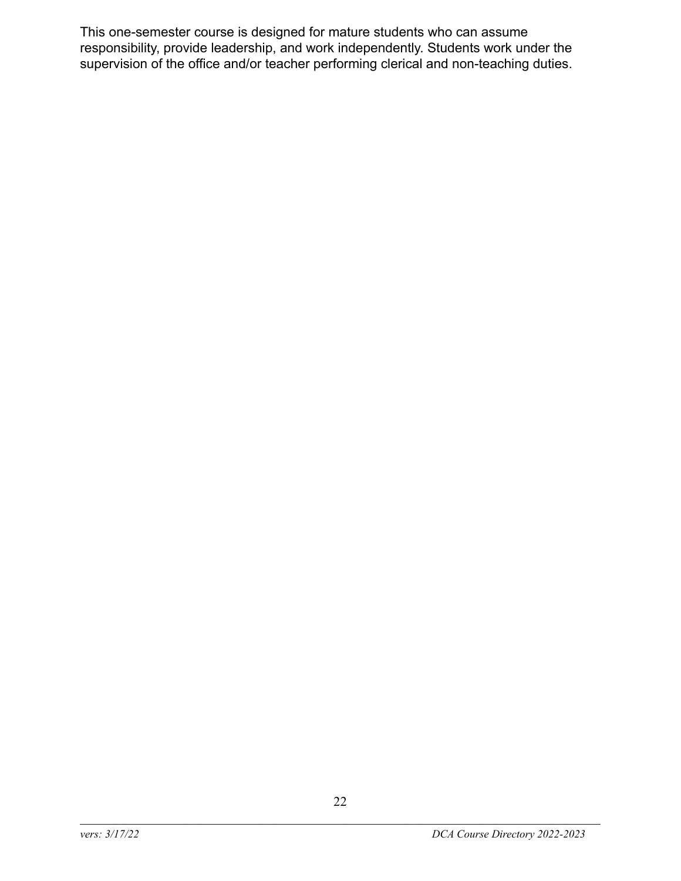This one-semester course is designed for mature students who can assume responsibility, provide leadership, and work independently. Students work under the supervision of the office and/or teacher performing clerical and non-teaching duties.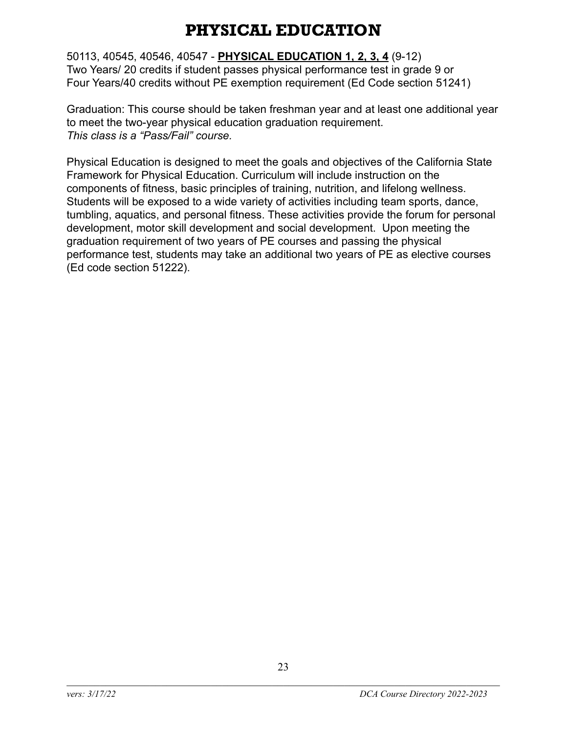# PHYSICAL EDUCATION

50113, 40545, 40546, 40547 - **PHYSICAL EDUCATION 1, 2, 3, 4** (9-12)
Two Years/ 20 credits if student passes physical performance test in grade 9 or
Four Years/40 credits without PE exemption requirement (Ed Code section 51241)

Graduation: This course should be taken freshman year and at least one additional year to meet the two-year physical education graduation requirement.
*This class is a "Pass/Fail" course.*

Physical Education is designed to meet the goals and objectives of the California State Framework for Physical Education. Curriculum will include instruction on the components of fitness, basic principles of training, nutrition, and lifelong wellness. Students will be exposed to a wide variety of activities including team sports, dance, tumbling, aquatics, and personal fitness. These activities provide the forum for personal development, motor skill development and social development. Upon meeting the graduation requirement of two years of PE courses and passing the physical performance test, students may take an additional two years of PE as elective courses (Ed code section 51222).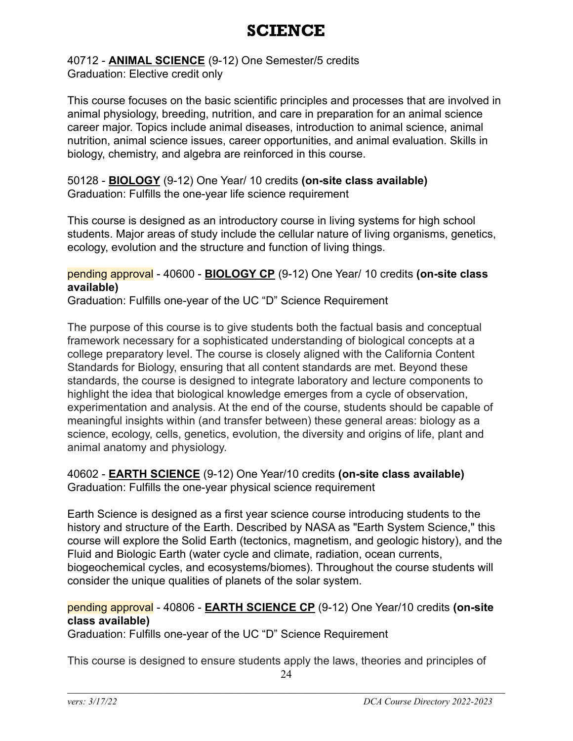# SCIENCE

40712 - **ANIMAL SCIENCE** (9-12) One Semester/5 credits
Graduation: Elective credit only

This course focuses on the basic scientific principles and processes that are involved in animal physiology, breeding, nutrition, and care in preparation for an animal science career major. Topics include animal diseases, introduction to animal science, animal nutrition, animal science issues, career opportunities, and animal evaluation. Skills in biology, chemistry, and algebra are reinforced in this course.

50128 - **BIOLOGY** (9-12) One Year/ 10 credits **(on-site class available)**
Graduation: Fulfills the one-year life science requirement

This course is designed as an introductory course in living systems for high school students. Major areas of study include the cellular nature of living organisms, genetics, ecology, evolution and the structure and function of living things.

pending approval - 40600 - **BIOLOGY CP** (9-12) One Year/ 10 credits **(on-site class available)**
Graduation: Fulfills one-year of the UC "D" Science Requirement

The purpose of this course is to give students both the factual basis and conceptual framework necessary for a sophisticated understanding of biological concepts at a college preparatory level. The course is closely aligned with the California Content Standards for Biology, ensuring that all content standards are met. Beyond these standards, the course is designed to integrate laboratory and lecture components to highlight the idea that biological knowledge emerges from a cycle of observation, experimentation and analysis. At the end of the course, students should be capable of meaningful insights within (and transfer between) these general areas: biology as a science, ecology, cells, genetics, evolution, the diversity and origins of life, plant and animal anatomy and physiology.

40602 - **EARTH SCIENCE** (9-12) One Year/10 credits **(on-site class available)**
Graduation: Fulfills the one-year physical science requirement

Earth Science is designed as a first year science course introducing students to the history and structure of the Earth. Described by NASA as "Earth System Science," this course will explore the Solid Earth (tectonics, magnetism, and geologic history), and the Fluid and Biologic Earth (water cycle and climate, radiation, ocean currents, biogeochemical cycles, and ecosystems/biomes). Throughout the course students will consider the unique qualities of planets of the solar system.

pending approval - 40806 - **EARTH SCIENCE CP** (9-12) One Year/10 credits **(on-site class available)**
Graduation: Fulfills one-year of the UC "D" Science Requirement

This course is designed to ensure students apply the laws, theories and principles of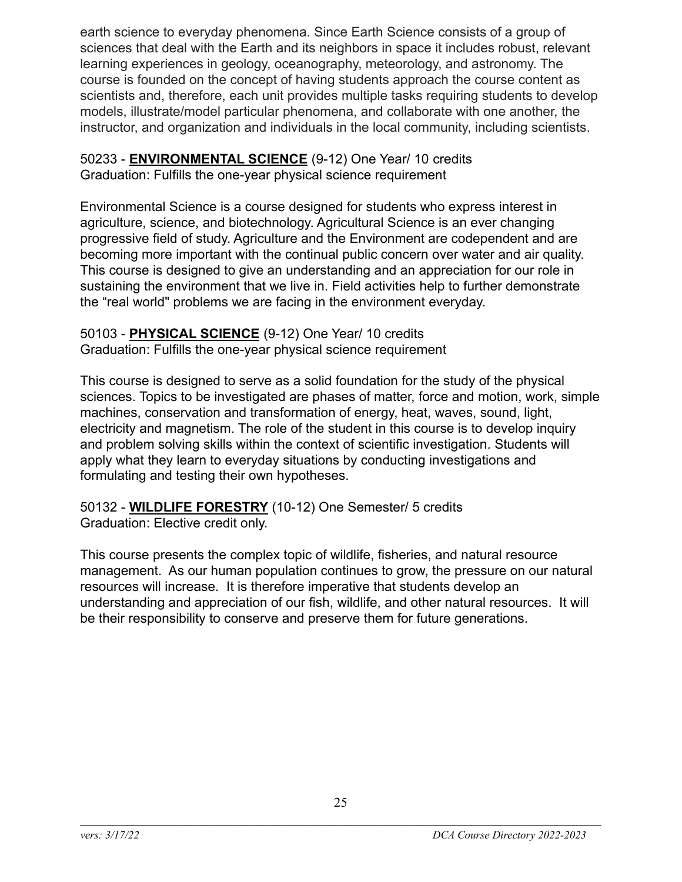earth science to everyday phenomena. Since Earth Science consists of a group of sciences that deal with the Earth and its neighbors in space it includes robust, relevant learning experiences in geology, oceanography, meteorology, and astronomy. The course is founded on the concept of having students approach the course content as scientists and, therefore, each unit provides multiple tasks requiring students to develop models, illustrate/model particular phenomena, and collaborate with one another, the instructor, and organization and individuals in the local community, including scientists.

50233 - **ENVIRONMENTAL SCIENCE** (9-12) One Year/ 10 credits
Graduation: Fulfills the one-year physical science requirement

Environmental Science is a course designed for students who express interest in agriculture, science, and biotechnology. Agricultural Science is an ever changing progressive field of study. Agriculture and the Environment are codependent and are becoming more important with the continual public concern over water and air quality. This course is designed to give an understanding and an appreciation for our role in sustaining the environment that we live in. Field activities help to further demonstrate the "real world" problems we are facing in the environment everyday.

50103 - **PHYSICAL SCIENCE** (9-12) One Year/ 10 credits
Graduation: Fulfills the one-year physical science requirement

This course is designed to serve as a solid foundation for the study of the physical sciences. Topics to be investigated are phases of matter, force and motion, work, simple machines, conservation and transformation of energy, heat, waves, sound, light, electricity and magnetism. The role of the student in this course is to develop inquiry and problem solving skills within the context of scientific investigation. Students will apply what they learn to everyday situations by conducting investigations and formulating and testing their own hypotheses.

50132 - **WILDLIFE FORESTRY** (10-12) One Semester/ 5 credits
Graduation: Elective credit only.

This course presents the complex topic of wildlife, fisheries, and natural resource management. As our human population continues to grow, the pressure on our natural resources will increase. It is therefore imperative that students develop an understanding and appreciation of our fish, wildlife, and other natural resources. It will be their responsibility to conserve and preserve them for future generations.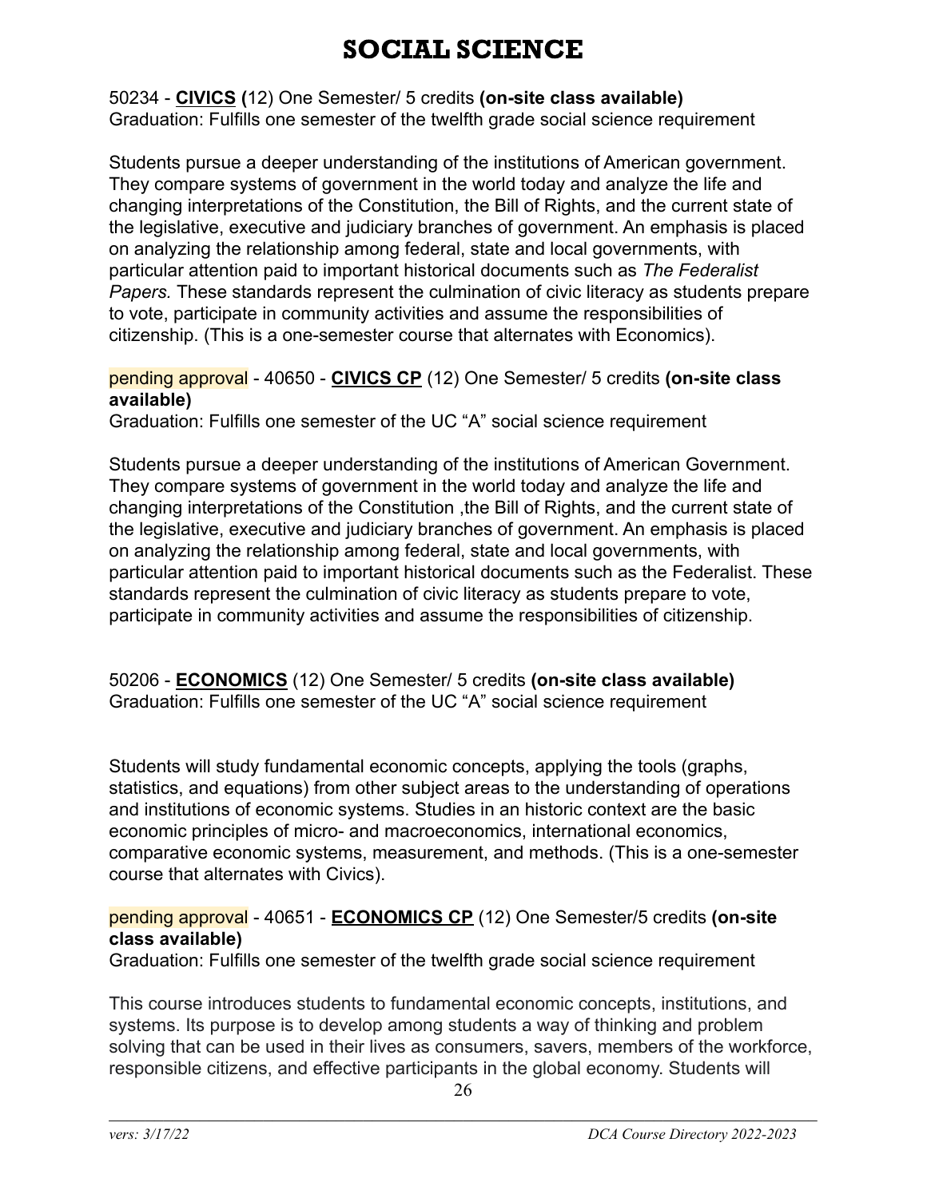# SOCIAL SCIENCE

50234 - **CIVICS (**12) One Semester/ 5 credits **(on-site class available)**
Graduation: Fulfills one semester of the twelfth grade social science requirement

Students pursue a deeper understanding of the institutions of American government. They compare systems of government in the world today and analyze the life and changing interpretations of the Constitution, the Bill of Rights, and the current state of the legislative, executive and judiciary branches of government. An emphasis is placed on analyzing the relationship among federal, state and local governments, with particular attention paid to important historical documents such as *The Federalist Papers.* These standards represent the culmination of civic literacy as students prepare to vote, participate in community activities and assume the responsibilities of citizenship. (This is a one-semester course that alternates with Economics).

pending approval - 40650 - **CIVICS CP** (12) One Semester/ 5 credits **(on-site class available)**
Graduation: Fulfills one semester of the UC "A" social science requirement

Students pursue a deeper understanding of the institutions of American Government. They compare systems of government in the world today and analyze the life and changing interpretations of the Constitution ,the Bill of Rights, and the current state of the legislative, executive and judiciary branches of government. An emphasis is placed on analyzing the relationship among federal, state and local governments, with particular attention paid to important historical documents such as the Federalist. These standards represent the culmination of civic literacy as students prepare to vote, participate in community activities and assume the responsibilities of citizenship.

50206 - **ECONOMICS** (12) One Semester/ 5 credits **(on-site class available)**
Graduation: Fulfills one semester of the UC "A" social science requirement

Students will study fundamental economic concepts, applying the tools (graphs, statistics, and equations) from other subject areas to the understanding of operations and institutions of economic systems. Studies in an historic context are the basic economic principles of micro- and macroeconomics, international economics, comparative economic systems, measurement, and methods. (This is a one-semester course that alternates with Civics).

pending approval - 40651 - **ECONOMICS CP** (12) One Semester/5 credits **(on-site class available)**
Graduation: Fulfills one semester of the twelfth grade social science requirement

This course introduces students to fundamental economic concepts, institutions, and systems. Its purpose is to develop among students a way of thinking and problem solving that can be used in their lives as consumers, savers, members of the workforce, responsible citizens, and effective participants in the global economy. Students will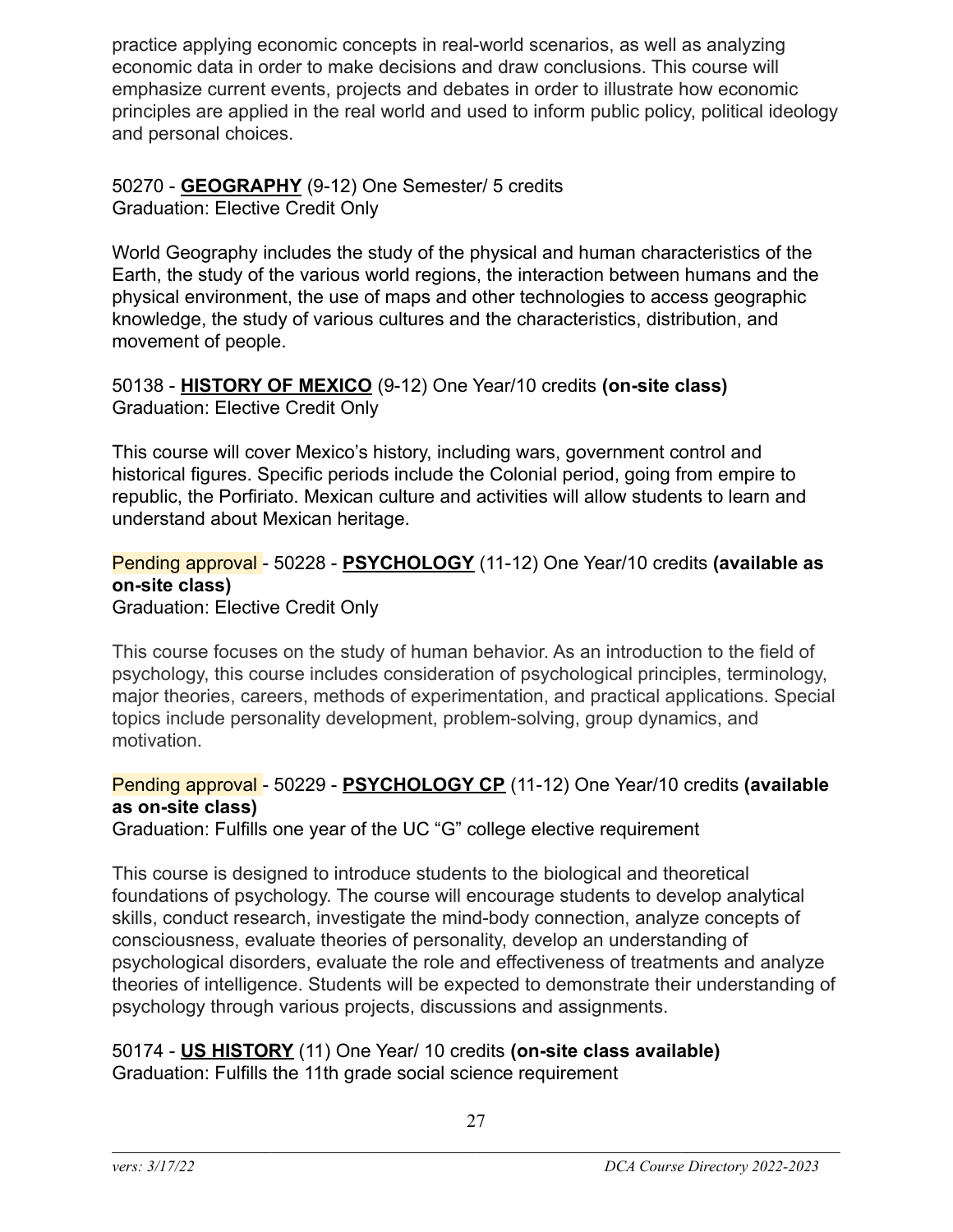practice applying economic concepts in real-world scenarios, as well as analyzing economic data in order to make decisions and draw conclusions. This course will emphasize current events, projects and debates in order to illustrate how economic principles are applied in the real world and used to inform public policy, political ideology and personal choices.

50270 - **GEOGRAPHY** (9-12) One Semester/ 5 credits
Graduation: Elective Credit Only

World Geography includes the study of the physical and human characteristics of the Earth, the study of the various world regions, the interaction between humans and the physical environment, the use of maps and other technologies to access geographic knowledge, the study of various cultures and the characteristics, distribution, and movement of people.

50138 - **HISTORY OF MEXICO** (9-12) One Year/10 credits **(on-site class)**
Graduation: Elective Credit Only

This course will cover Mexico's history, including wars, government control and historical figures. Specific periods include the Colonial period, going from empire to republic, the Porfiriato. Mexican culture and activities will allow students to learn and understand about Mexican heritage.

Pending approval - 50228 - **PSYCHOLOGY** (11-12) One Year/10 credits **(available as on-site class)**
Graduation: Elective Credit Only

This course focuses on the study of human behavior. As an introduction to the field of psychology, this course includes consideration of psychological principles, terminology, major theories, careers, methods of experimentation, and practical applications. Special topics include personality development, problem-solving, group dynamics, and motivation.

Pending approval - 50229 - **PSYCHOLOGY CP** (11-12) One Year/10 credits **(available as on-site class)**
Graduation: Fulfills one year of the UC "G" college elective requirement

This course is designed to introduce students to the biological and theoretical foundations of psychology. The course will encourage students to develop analytical skills, conduct research, investigate the mind-body connection, analyze concepts of consciousness, evaluate theories of personality, develop an understanding of psychological disorders, evaluate the role and effectiveness of treatments and analyze theories of intelligence. Students will be expected to demonstrate their understanding of psychology through various projects, discussions and assignments.

50174 - **US HISTORY** (11) One Year/ 10 credits **(on-site class available)**
Graduation: Fulfills the 11th grade social science requirement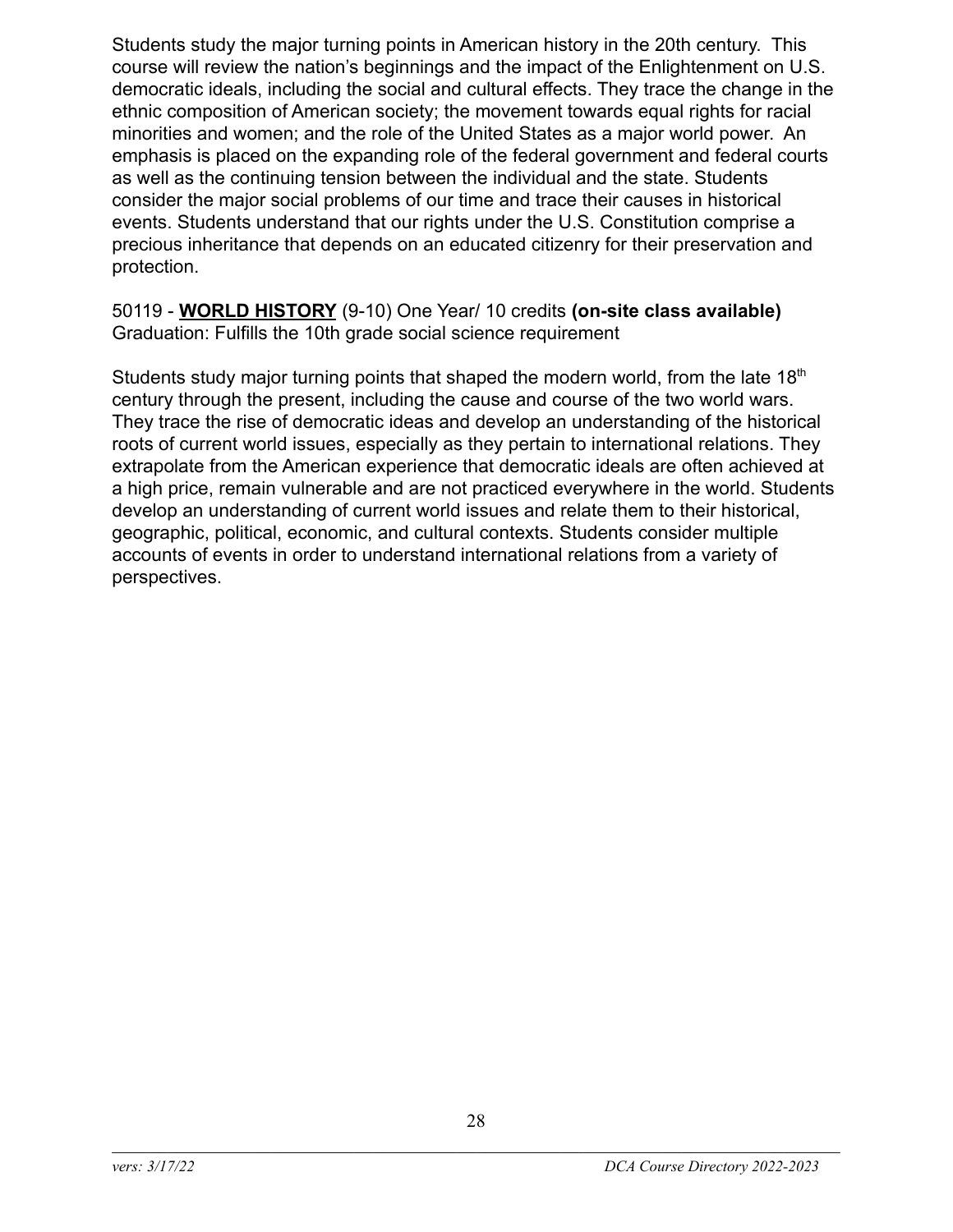Students study the major turning points in American history in the 20th century. This course will review the nation's beginnings and the impact of the Enlightenment on U.S. democratic ideals, including the social and cultural effects. They trace the change in the ethnic composition of American society; the movement towards equal rights for racial minorities and women; and the role of the United States as a major world power. An emphasis is placed on the expanding role of the federal government and federal courts as well as the continuing tension between the individual and the state. Students consider the major social problems of our time and trace their causes in historical events. Students understand that our rights under the U.S. Constitution comprise a precious inheritance that depends on an educated citizenry for their preservation and protection.

50119 - **WORLD HISTORY** (9-10) One Year/ 10 credits **(on-site class available)**
Graduation: Fulfills the 10th grade social science requirement

Students study major turning points that shaped the modern world, from the late 18th century through the present, including the cause and course of the two world wars. They trace the rise of democratic ideas and develop an understanding of the historical roots of current world issues, especially as they pertain to international relations. They extrapolate from the American experience that democratic ideals are often achieved at a high price, remain vulnerable and are not practiced everywhere in the world. Students develop an understanding of current world issues and relate them to their historical, geographic, political, economic, and cultural contexts. Students consider multiple accounts of events in order to understand international relations from a variety of perspectives.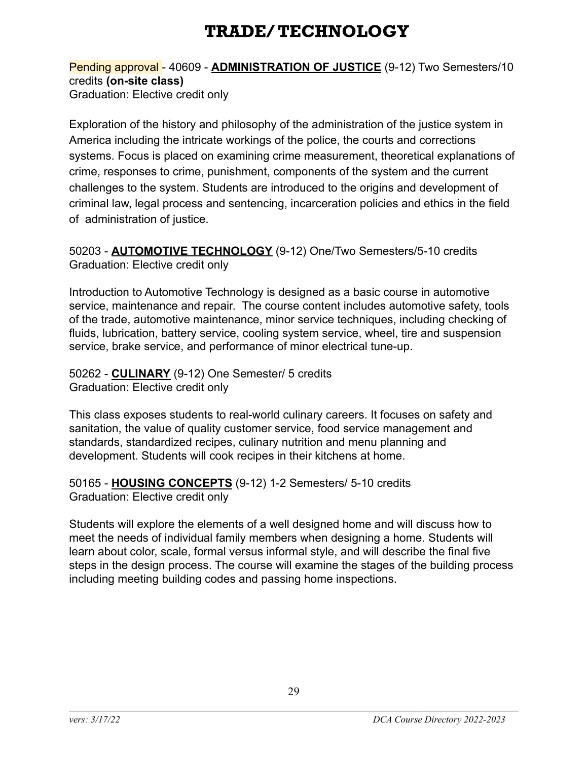# TRADE/ TECHNOLOGY

Pending approval - 40609 - **ADMINISTRATION OF JUSTICE** (9-12) Two Semesters/10 credits **(on-site class)**
Graduation: Elective credit only

Exploration of the history and philosophy of the administration of the justice system in America including the intricate workings of the police, the courts and corrections systems. Focus is placed on examining crime measurement, theoretical explanations of crime, responses to crime, punishment, components of the system and the current challenges to the system. Students are introduced to the origins and development of criminal law, legal process and sentencing, incarceration policies and ethics in the field of administration of justice.

50203 - **AUTOMOTIVE TECHNOLOGY** (9-12) One/Two Semesters/5-10 credits
Graduation: Elective credit only

Introduction to Automotive Technology is designed as a basic course in automotive service, maintenance and repair. The course content includes automotive safety, tools of the trade, automotive maintenance, minor service techniques, including checking of fluids, lubrication, battery service, cooling system service, wheel, tire and suspension service, brake service, and performance of minor electrical tune-up.

50262 - **CULINARY** (9-12) One Semester/ 5 credits
Graduation: Elective credit only

This class exposes students to real-world culinary careers. It focuses on safety and sanitation, the value of quality customer service, food service management and standards, standardized recipes, culinary nutrition and menu planning and development. Students will cook recipes in their kitchens at home.

50165 - **HOUSING CONCEPTS** (9-12) 1-2 Semesters/ 5-10 credits
Graduation: Elective credit only

Students will explore the elements of a well designed home and will discuss how to meet the needs of individual family members when designing a home. Students will learn about color, scale, formal versus informal style, and will describe the final five steps in the design process. The course will examine the stages of the building process including meeting building codes and passing home inspections.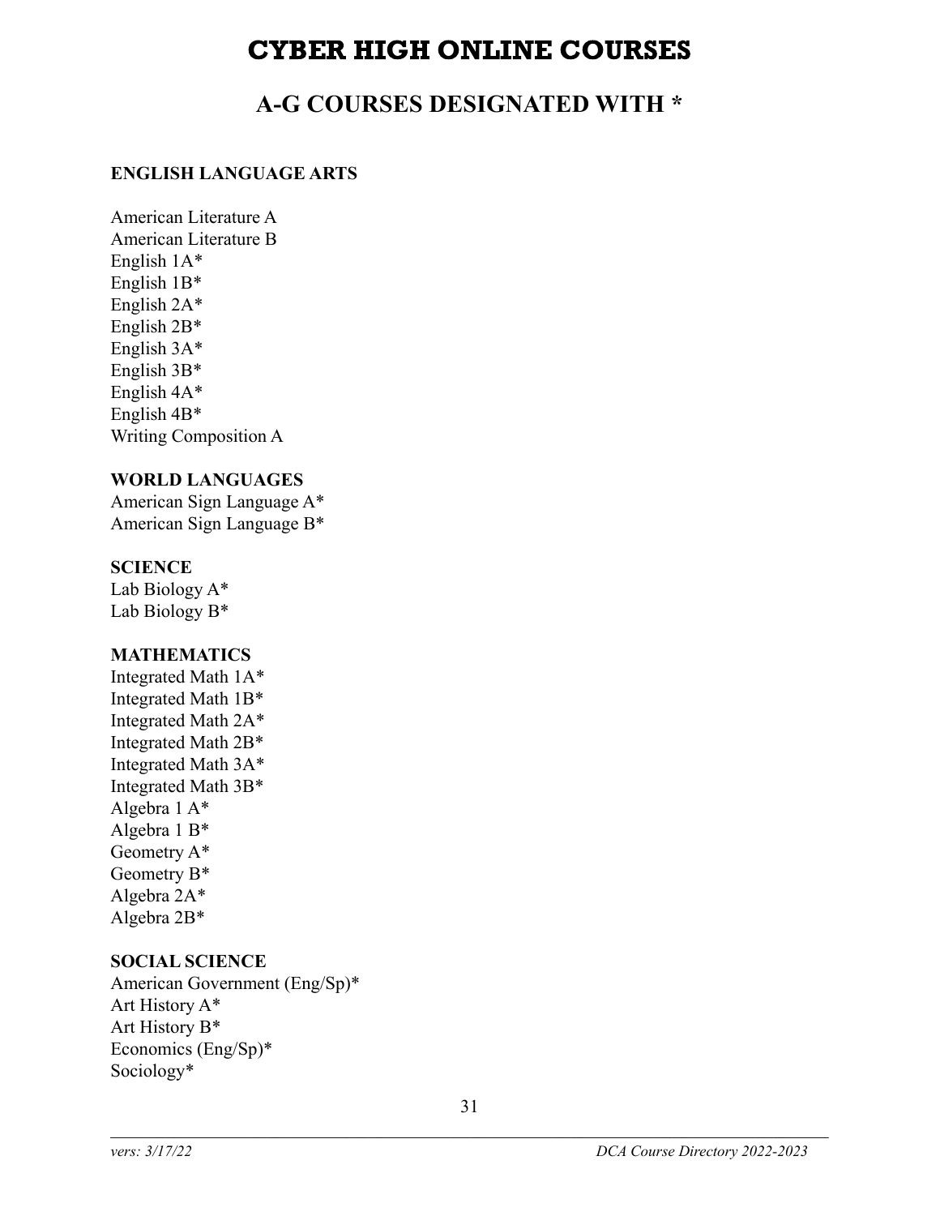# CYBER HIGH ONLINE COURSES

## A-G COURSES DESIGNATED WITH *

**ENGLISH LANGUAGE ARTS**

American Literature A
American Literature B
English 1A*
English 1B*
English 2A*
English 2B*
English 3A*
English 3B*
English 4A*
English 4B*
Writing Composition A

**WORLD LANGUAGES**
American Sign Language A*
American Sign Language B*

**SCIENCE**
Lab Biology A*
Lab Biology B*

**MATHEMATICS**
Integrated Math 1A*
Integrated Math 1B*
Integrated Math 2A*
Integrated Math 2B*
Integrated Math 3A*
Integrated Math 3B*
Algebra 1 A*
Algebra 1 B*
Geometry A*
Geometry B*
Algebra 2A*
Algebra 2B*

**SOCIAL SCIENCE**
American Government (Eng/Sp)*
Art History A*
Art History B*
Economics (Eng/Sp)*
Sociology*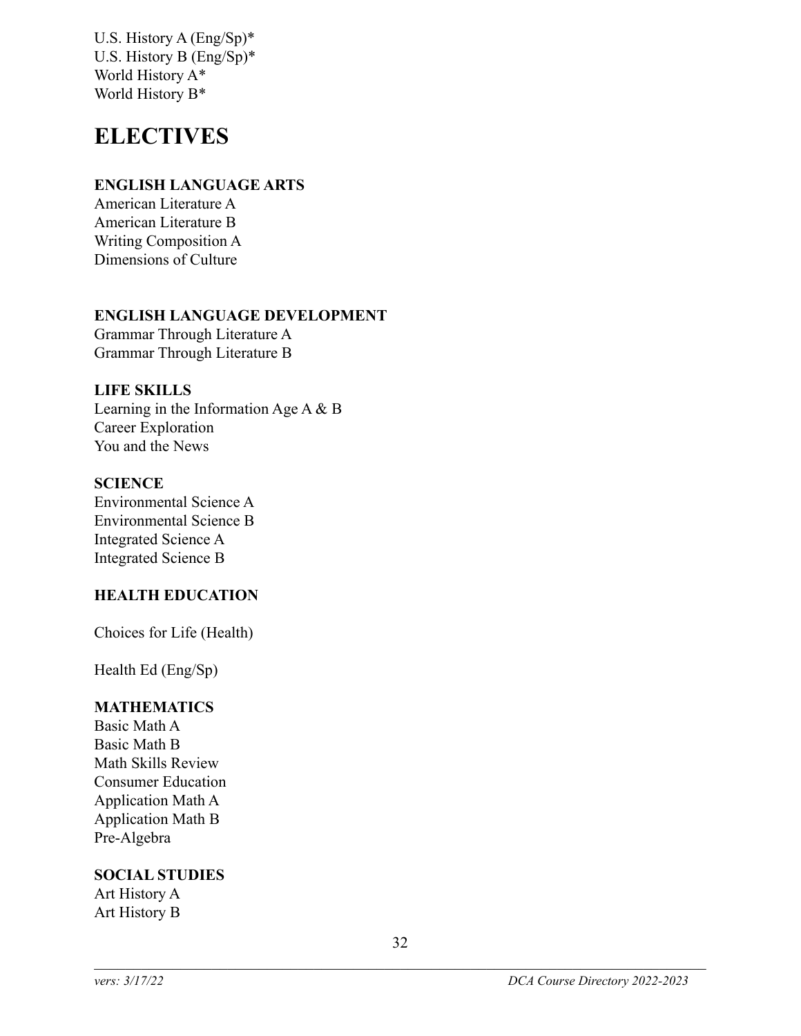U.S. History A (Eng/Sp)*
U.S. History B (Eng/Sp)*
World History A*
World History B*

# ELECTIVES

**ENGLISH LANGUAGE ARTS**
American Literature A
American Literature B
Writing Composition A
Dimensions of Culture

**ENGLISH LANGUAGE DEVELOPMENT**
Grammar Through Literature A
Grammar Through Literature B

**LIFE SKILLS**
Learning in the Information Age A & B
Career Exploration
You and the News

**SCIENCE**
Environmental Science A
Environmental Science B
Integrated Science A
Integrated Science B

**HEALTH EDUCATION**

Choices for Life (Health)

Health Ed (Eng/Sp)

**MATHEMATICS**
Basic Math A
Basic Math B
Math Skills Review
Consumer Education
Application Math A
Application Math B
Pre-Algebra

**SOCIAL STUDIES**
Art History A
Art History B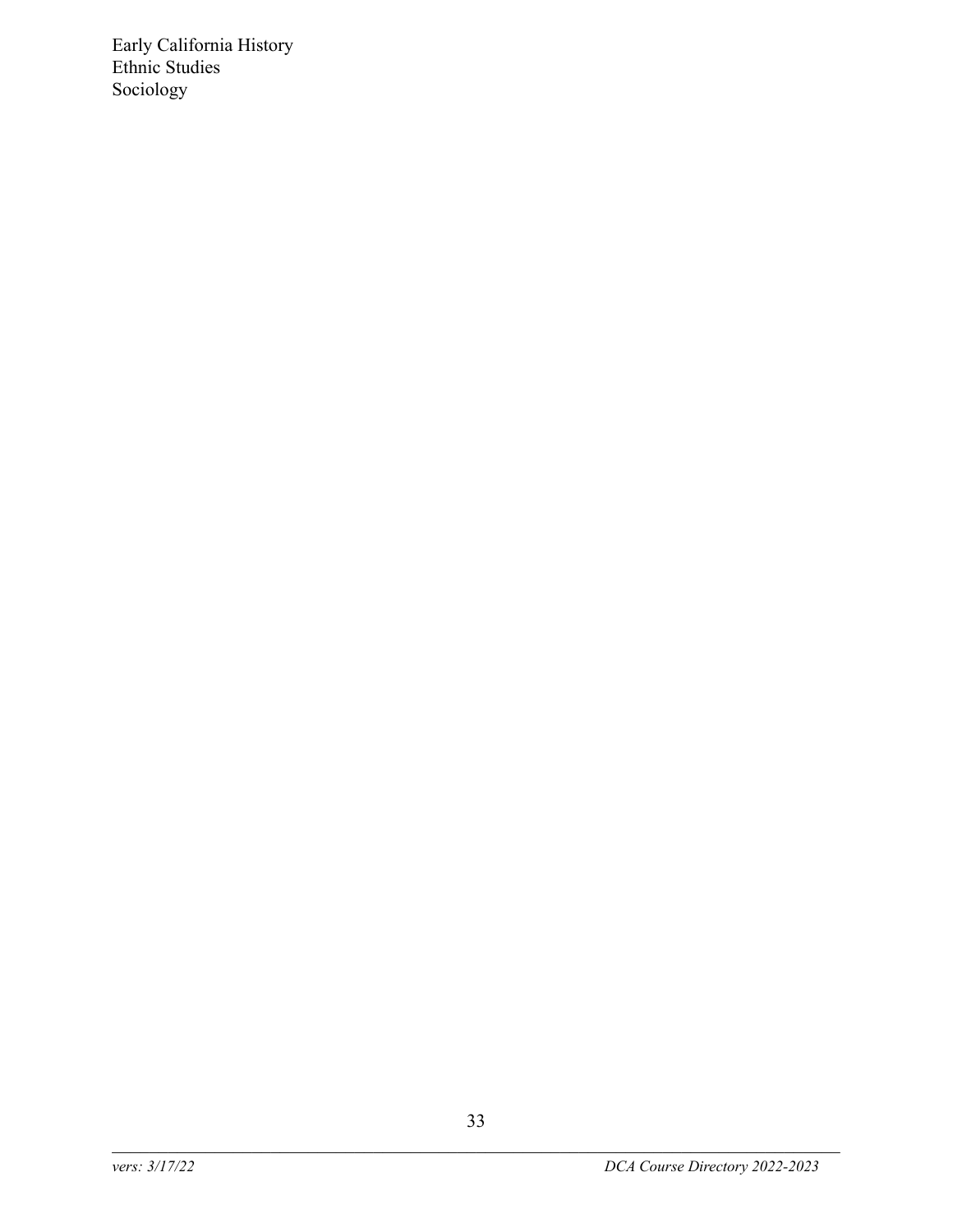Early California History
Ethnic Studies
Sociology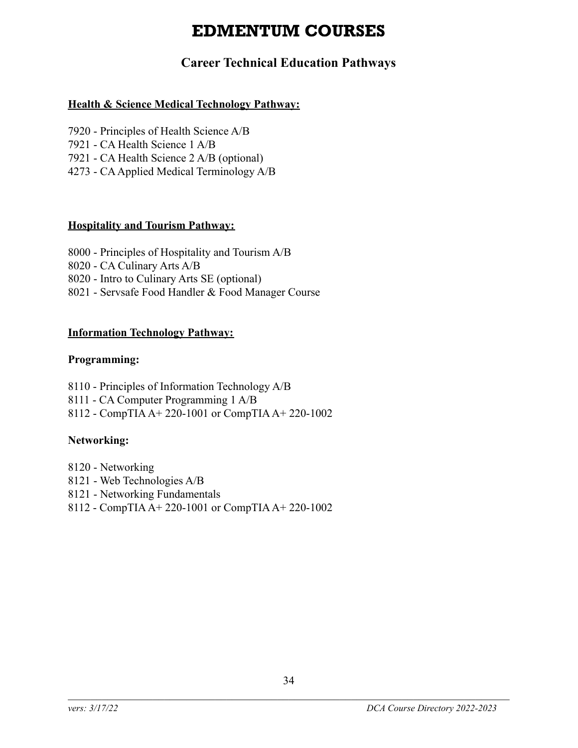# EDMENTUM COURSES

## Career Technical Education Pathways

**Health & Science Medical Technology Pathway:**

7920 - Principles of Health Science A/B
7921 - CA Health Science 1 A/B
7921 - CA Health Science 2 A/B (optional)
4273 - CA Applied Medical Terminology A/B

**Hospitality and Tourism Pathway:**

8000 - Principles of Hospitality and Tourism A/B
8020 - CA Culinary Arts A/B
8020 - Intro to Culinary Arts SE (optional)
8021 - Servsafe Food Handler & Food Manager Course

**Information Technology Pathway:**

**Programming:**

8110 - Principles of Information Technology A/B
8111 - CA Computer Programming 1 A/B
8112 - CompTIA A+ 220-1001 or CompTIA A+ 220-1002

**Networking:**

8120 - Networking
8121 - Web Technologies A/B
8121 - Networking Fundamentals
8112 - CompTIA A+ 220-1001 or CompTIA A+ 220-1002